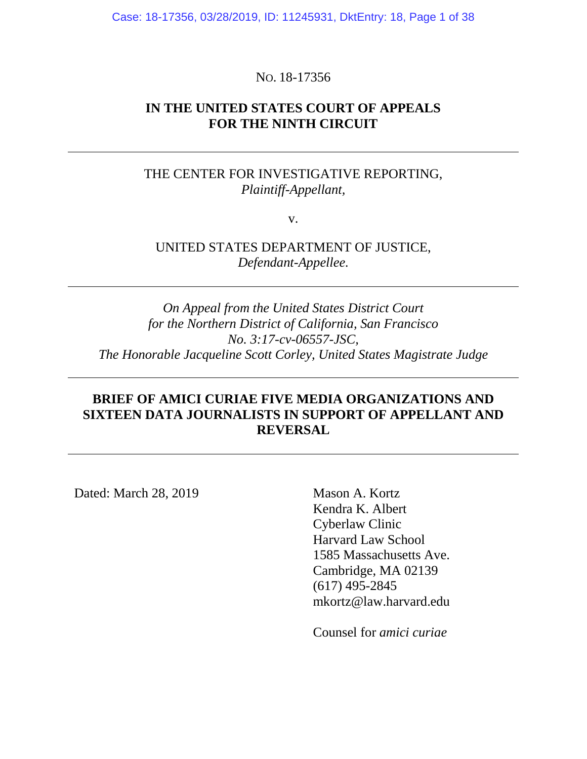NO. 18-17356

**IN THE UNITED STATES COURT OF APPEALS**
**FOR THE NINTH CIRCUIT**

---

THE CENTER FOR INVESTIGATIVE REPORTING,
*Plaintiff-Appellant,*

v.

UNITED STATES DEPARTMENT OF JUSTICE,
*Defendant-Appellee.*

---

*On Appeal from the United States District Court*
*for the Northern District of California, San Francisco*
*No. 3:17-cv-06557-JSC,*
*The Honorable Jacqueline Scott Corley, United States Magistrate Judge*

---

**BRIEF OF AMICI CURIAE FIVE MEDIA ORGANIZATIONS AND SIXTEEN DATA JOURNALISTS IN SUPPORT OF APPELLANT AND REVERSAL**

---

Dated: March 28, 2019

Mason A. Kortz
Kendra K. Albert
Cyberlaw Clinic
Harvard Law School
1585 Massachusetts Ave.
Cambridge, MA 02139
(617) 495-2845
mkortz@law.harvard.edu

Counsel for *amici curiae*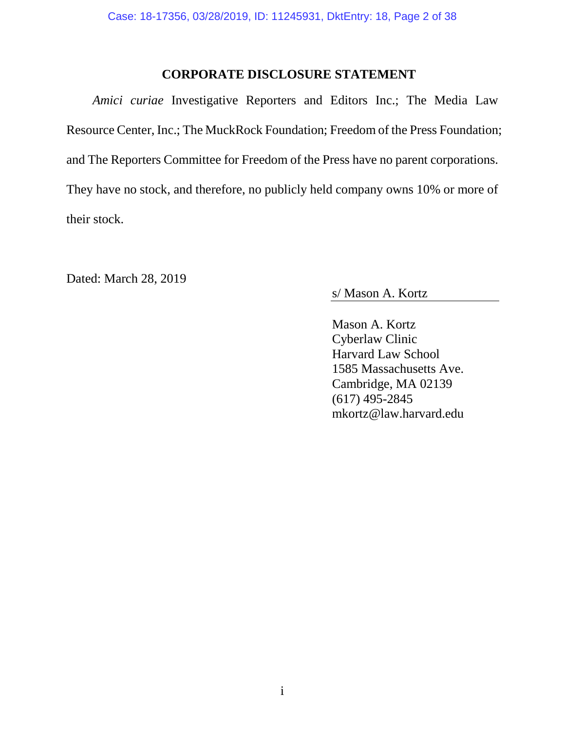## CORPORATE DISCLOSURE STATEMENT

*Amici curiae* Investigative Reporters and Editors Inc.; The Media Law Resource Center, Inc.; The MuckRock Foundation; Freedom of the Press Foundation; and The Reporters Committee for Freedom of the Press have no parent corporations. They have no stock, and therefore, no publicly held company owns 10% or more of their stock.

Dated: March 28, 2019

s/ Mason A. Kortz

Mason A. Kortz
Cyberlaw Clinic
Harvard Law School
1585 Massachusetts Ave.
Cambridge, MA 02139
(617) 495-2845
mkortz@law.harvard.edu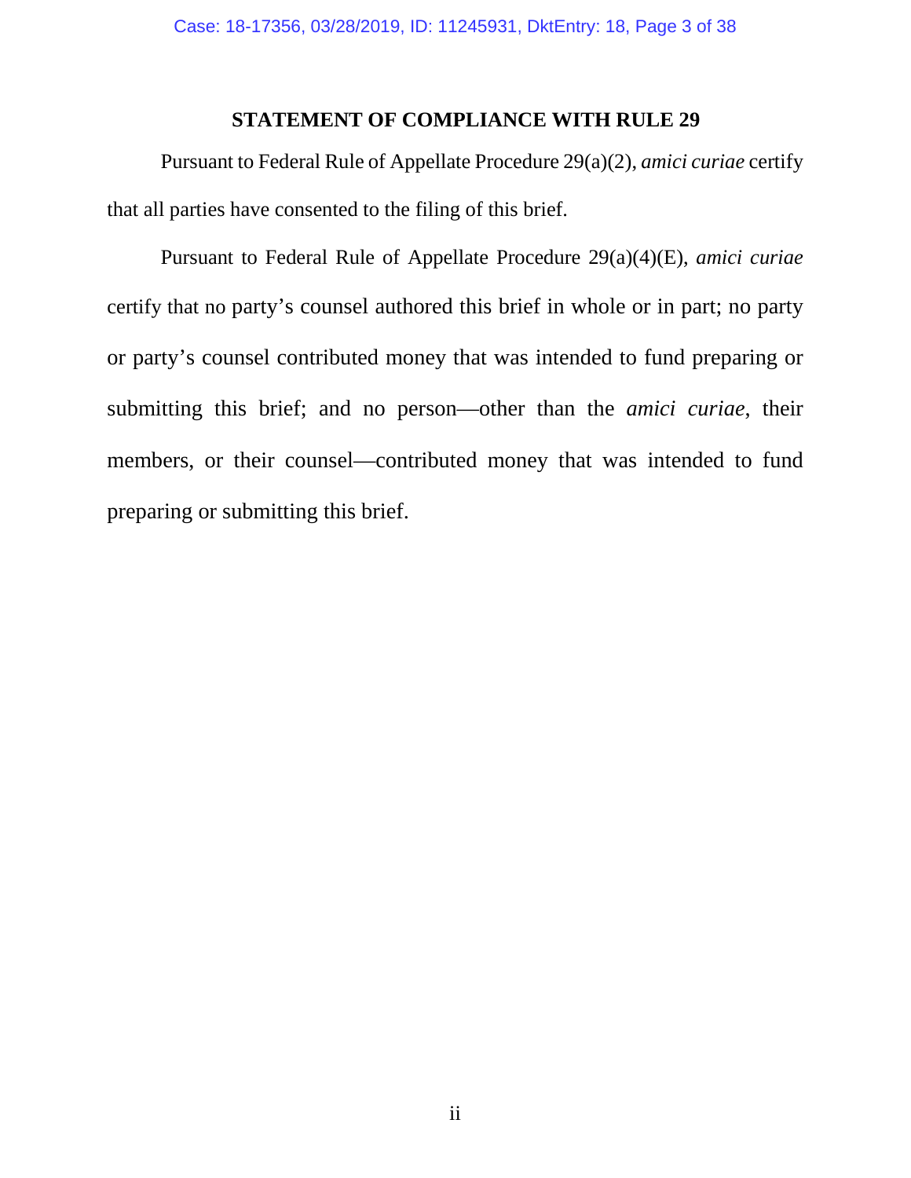## STATEMENT OF COMPLIANCE WITH RULE 29

Pursuant to Federal Rule of Appellate Procedure 29(a)(2), *amici curiae* certify that all parties have consented to the filing of this brief.

Pursuant to Federal Rule of Appellate Procedure 29(a)(4)(E), *amici curiae* certify that no party's counsel authored this brief in whole or in part; no party or party's counsel contributed money that was intended to fund preparing or submitting this brief; and no person—other than the *amici curiae*, their members, or their counsel—contributed money that was intended to fund preparing or submitting this brief.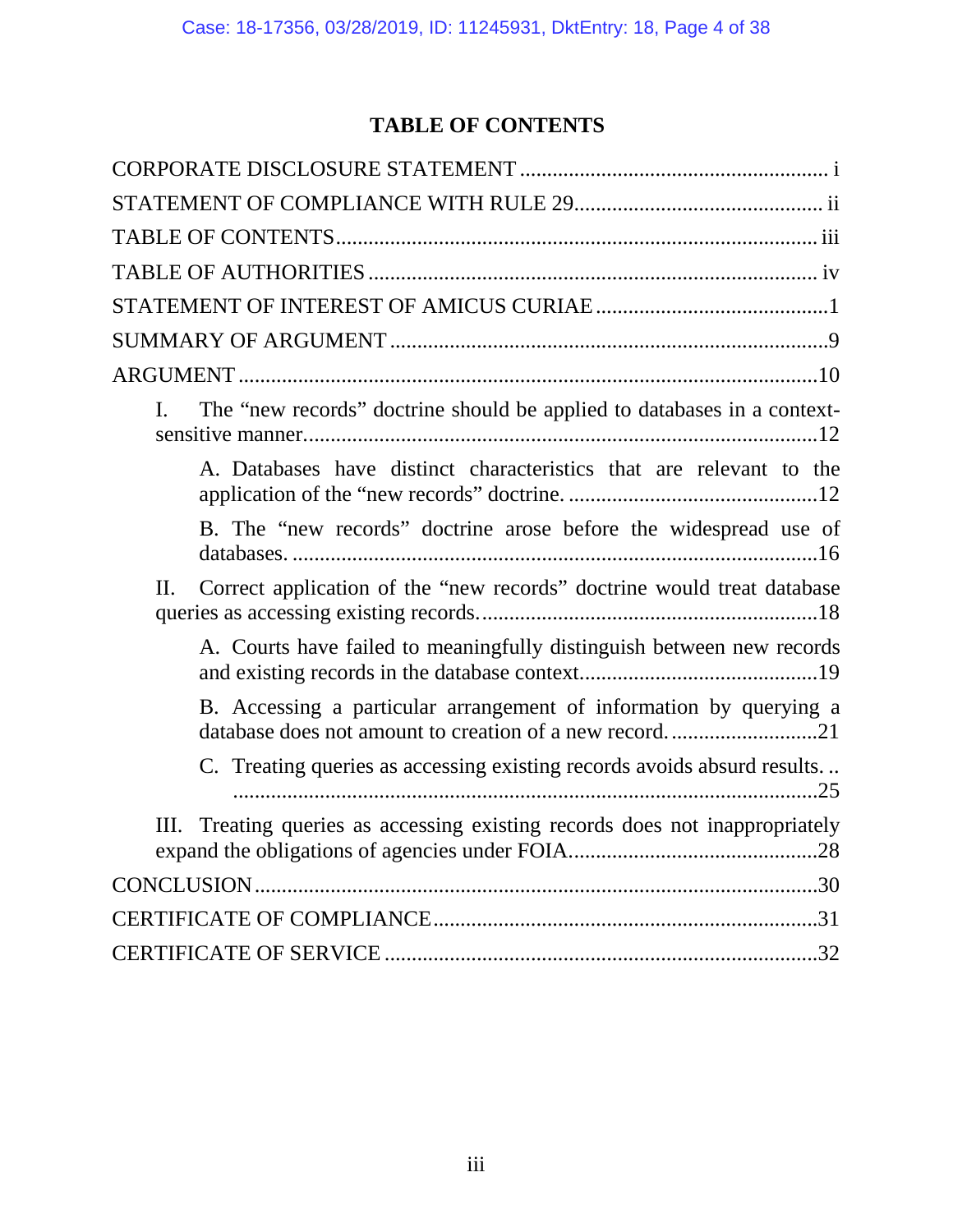## TABLE OF CONTENTS

CORPORATE DISCLOSURE STATEMENT ........................................................ i

STATEMENT OF COMPLIANCE WITH RULE 29.............................................. ii

TABLE OF CONTENTS........................................................................................ iii

TABLE OF AUTHORITIES .................................................................................. iv

STATEMENT OF INTEREST OF AMICUS CURIAE ...........................................1

SUMMARY OF ARGUMENT ................................................................................9

ARGUMENT .........................................................................................................10

- I. The "new records" doctrine should be applied to databases in a context-sensitive manner...............................................................................................12
  - A. Databases have distinct characteristics that are relevant to the application of the "new records" doctrine. ..............................................12
  - B. The "new records" doctrine arose before the widespread use of databases. .................................................................................................16
- II. Correct application of the "new records" doctrine would treat database queries as accessing existing records..............................................................18
  - A. Courts have failed to meaningfully distinguish between new records and existing records in the database context............................................19
  - B. Accessing a particular arrangement of information by querying a database does not amount to creation of a new record. ...........................21
  - C. Treating queries as accessing existing records avoids absurd results. .. ...........................................................................................................25
- III. Treating queries as accessing existing records does not inappropriately expand the obligations of agencies under FOIA..............................................28

CONCLUSION......................................................................................................30

CERTIFICATE OF COMPLIANCE......................................................................31

CERTIFICATE OF SERVICE ...............................................................................32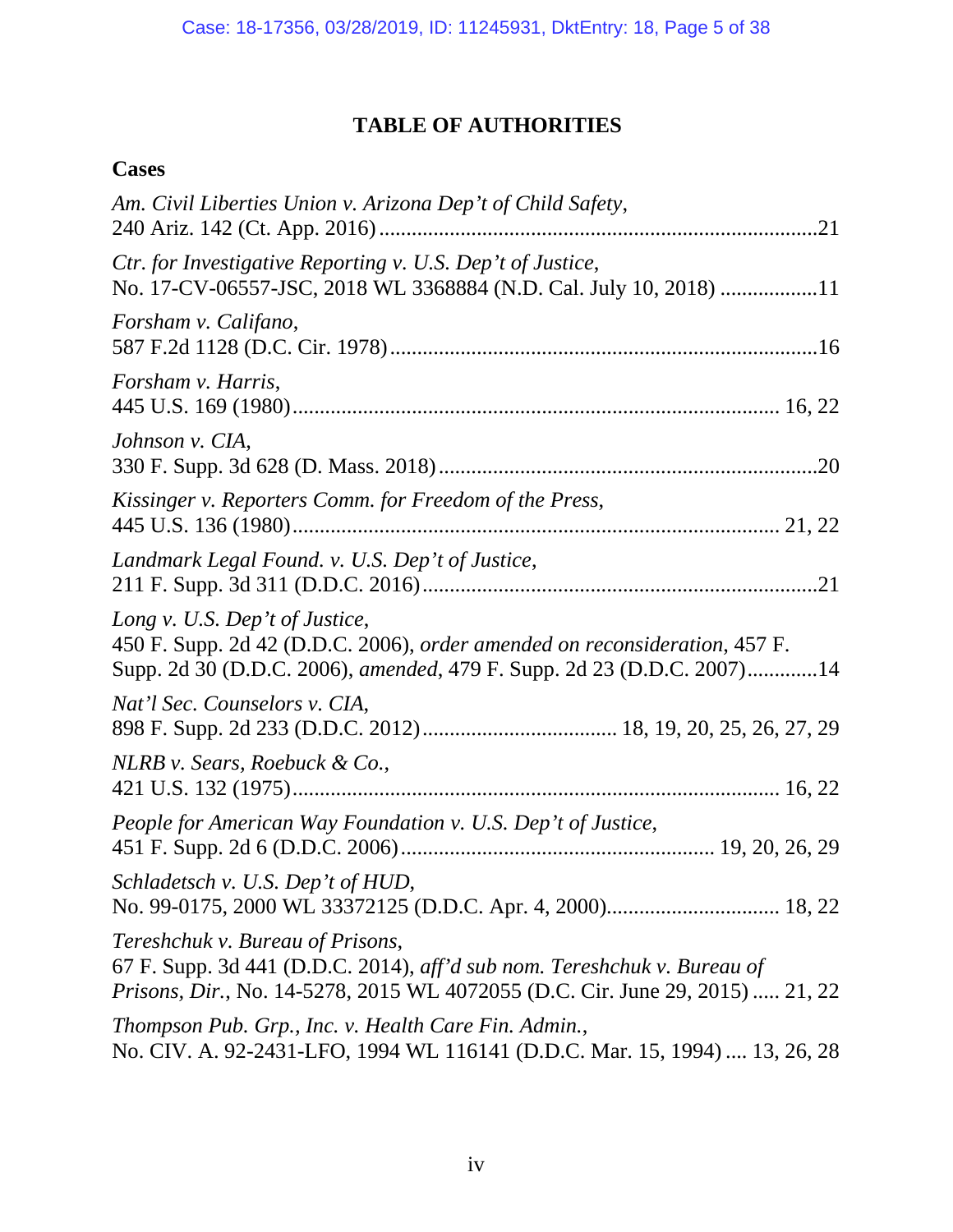# TABLE OF AUTHORITIES

## Cases

*Am. Civil Liberties Union v. Arizona Dep't of Child Safety*, 240 Ariz. 142 (Ct. App. 2016) ........................................................................21

*Ctr. for Investigative Reporting v. U.S. Dep't of Justice*, No. 17-CV-06557-JSC, 2018 WL 3368884 (N.D. Cal. July 10, 2018) ..................11

*Forsham v. Califano*, 587 F.2d 1128 (D.C. Cir. 1978) ...............................................................................16

*Forsham v. Harris*, 445 U.S. 169 (1980) ........................................................................................ 16, 22

*Johnson v. CIA*, 330 F. Supp. 3d 628 (D. Mass. 2018) .......................................................................20

*Kissinger v. Reporters Comm. for Freedom of the Press*, 445 U.S. 136 (1980) ........................................................................................ 21, 22

*Landmark Legal Found. v. U.S. Dep't of Justice*, 211 F. Supp. 3d 311 (D.D.C. 2016) .........................................................................21

*Long v. U.S. Dep't of Justice*, 450 F. Supp. 2d 42 (D.D.C. 2006), *order amended on reconsideration*, 457 F. Supp. 2d 30 (D.D.C. 2006), *amended*, 479 F. Supp. 2d 23 (D.D.C. 2007).............14

*Nat'l Sec. Counselors v. CIA*, 898 F. Supp. 2d 233 (D.D.C. 2012) .................................... 18, 19, 20, 25, 26, 27, 29

*NLRB v. Sears, Roebuck & Co.*, 421 U.S. 132 (1975) ........................................................................................ 16, 22

*People for American Way Foundation v. U.S. Dep't of Justice*, 451 F. Supp. 2d 6 (D.D.C. 2006) ......................................................... 19, 20, 26, 29

*Schladetsch v. U.S. Dep't of HUD*, No. 99-0175, 2000 WL 33372125 (D.D.C. Apr. 4, 2000)................................ 18, 22

*Tereshchuk v. Bureau of Prisons*, 67 F. Supp. 3d 441 (D.D.C. 2014), *aff'd sub nom. Tereshchuk v. Bureau of Prisons, Dir.*, No. 14-5278, 2015 WL 4072055 (D.C. Cir. June 29, 2015) ..... 21, 22

*Thompson Pub. Grp., Inc. v. Health Care Fin. Admin.*, No. CIV. A. 92-2431-LFO, 1994 WL 116141 (D.D.C. Mar. 15, 1994) .... 13, 26, 28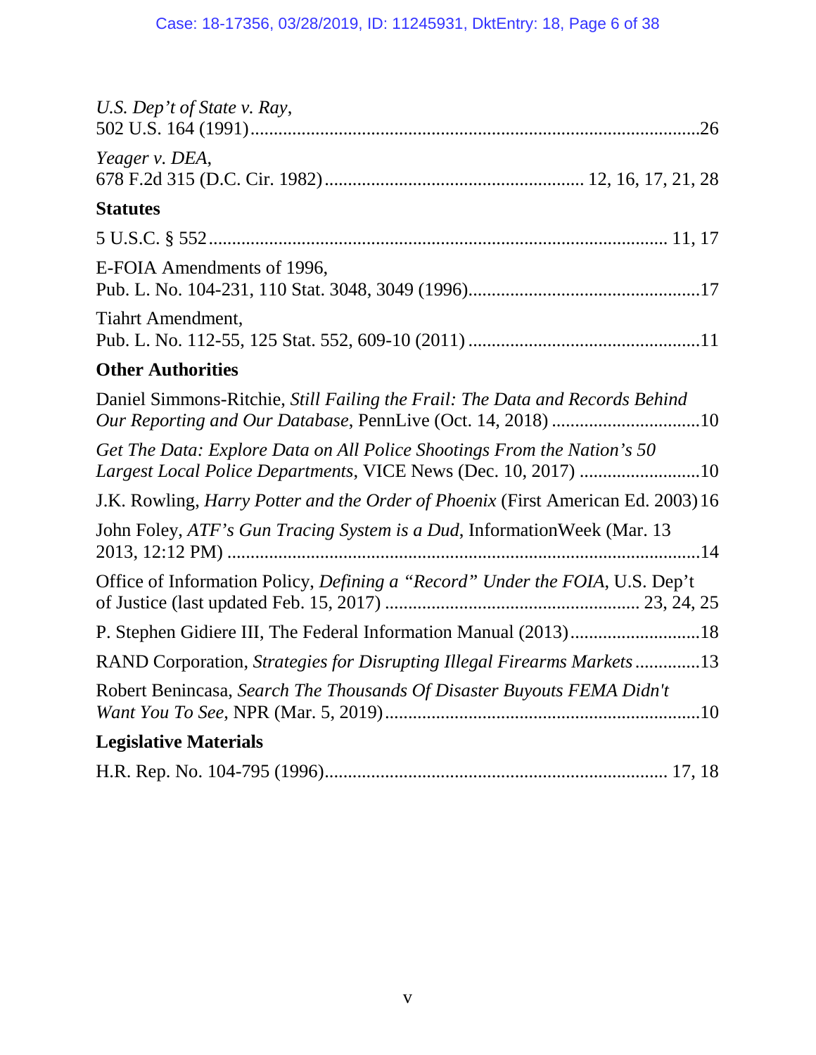*U.S. Dep't of State v. Ray*,
502 U.S. 164 (1991)....................................................................................26

*Yeager v. DEA*,
678 F.2d 315 (D.C. Cir. 1982)........................................................ 12, 16, 17, 21, 28

**Statutes**

5 U.S.C. § 552.................................................................................... 11, 17

E-FOIA Amendments of 1996,
Pub. L. No. 104-231, 110 Stat. 3048, 3049 (1996)..................................................17

Tiahrt Amendment,
Pub. L. No. 112-55, 125 Stat. 552, 609-10 (2011) ..................................................11

**Other Authorities**

Daniel Simmons-Ritchie, *Still Failing the Frail: The Data and Records Behind Our Reporting and Our Database*, PennLive (Oct. 14, 2018) ................................10

*Get The Data: Explore Data on All Police Shootings From the Nation's 50 Largest Local Police Departments*, VICE News (Dec. 10, 2017) ..........................10

J.K. Rowling, *Harry Potter and the Order of Phoenix* (First American Ed. 2003) 16

John Foley, *ATF's Gun Tracing System is a Dud*, InformationWeek (Mar. 13 2013, 12:12 PM) .....................................................................................14

Office of Information Policy, *Defining a "Record" Under the FOIA*, U.S. Dep't of Justice (last updated Feb. 15, 2017) ..................................................... 23, 24, 25

P. Stephen Gidiere III, The Federal Information Manual (2013)............................18

RAND Corporation, *Strategies for Disrupting Illegal Firearms Markets* ..............13

Robert Benincasa, *Search The Thousands Of Disaster Buyouts FEMA Didn't Want You To See*, NPR (Mar. 5, 2019)....................................................................10

**Legislative Materials**

H.R. Rep. No. 104-795 (1996)........................................................................ 17, 18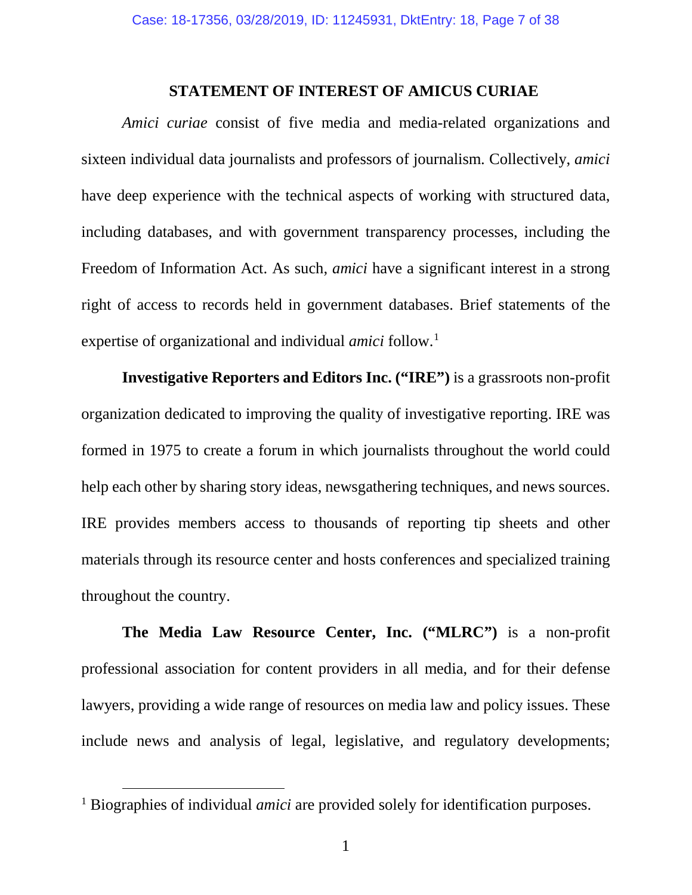## STATEMENT OF INTEREST OF AMICUS CURIAE

*Amici curiae* consist of five media and media-related organizations and sixteen individual data journalists and professors of journalism. Collectively, *amici* have deep experience with the technical aspects of working with structured data, including databases, and with government transparency processes, including the Freedom of Information Act. As such, *amici* have a significant interest in a strong right of access to records held in government databases. Brief statements of the expertise of organizational and individual *amici* follow.[1]

**Investigative Reporters and Editors Inc. ("IRE")** is a grassroots non-profit organization dedicated to improving the quality of investigative reporting. IRE was formed in 1975 to create a forum in which journalists throughout the world could help each other by sharing story ideas, newsgathering techniques, and news sources. IRE provides members access to thousands of reporting tip sheets and other materials through its resource center and hosts conferences and specialized training throughout the country.

**The Media Law Resource Center, Inc. ("MLRC")** is a non-profit professional association for content providers in all media, and for their defense lawyers, providing a wide range of resources on media law and policy issues. These include news and analysis of legal, legislative, and regulatory developments;

---

[1] Biographies of individual *amici* are provided solely for identification purposes.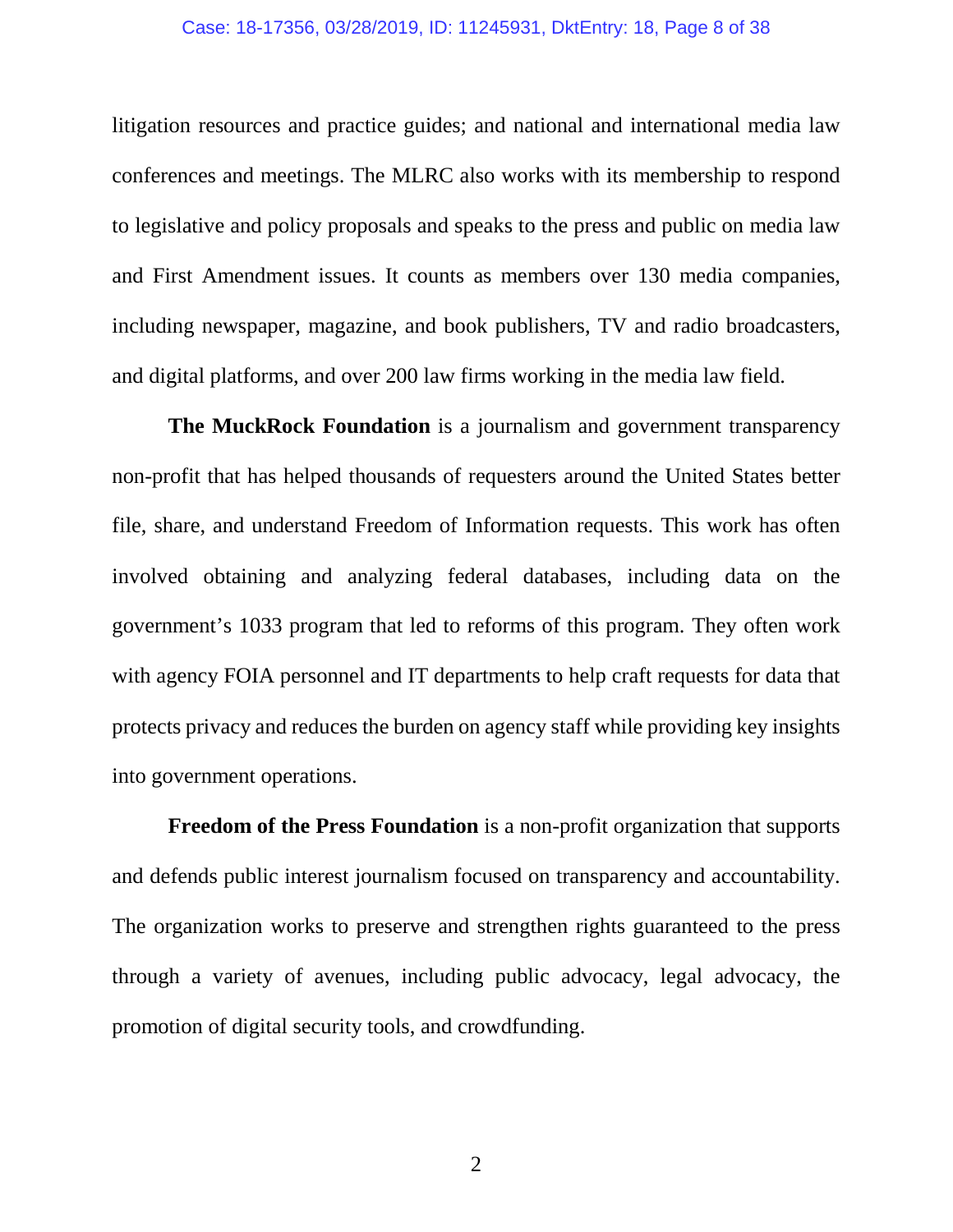litigation resources and practice guides; and national and international media law conferences and meetings. The MLRC also works with its membership to respond to legislative and policy proposals and speaks to the press and public on media law and First Amendment issues. It counts as members over 130 media companies, including newspaper, magazine, and book publishers, TV and radio broadcasters, and digital platforms, and over 200 law firms working in the media law field.

**The MuckRock Foundation** is a journalism and government transparency non-profit that has helped thousands of requesters around the United States better file, share, and understand Freedom of Information requests. This work has often involved obtaining and analyzing federal databases, including data on the government's 1033 program that led to reforms of this program. They often work with agency FOIA personnel and IT departments to help craft requests for data that protects privacy and reduces the burden on agency staff while providing key insights into government operations.

**Freedom of the Press Foundation** is a non-profit organization that supports and defends public interest journalism focused on transparency and accountability. The organization works to preserve and strengthen rights guaranteed to the press through a variety of avenues, including public advocacy, legal advocacy, the promotion of digital security tools, and crowdfunding.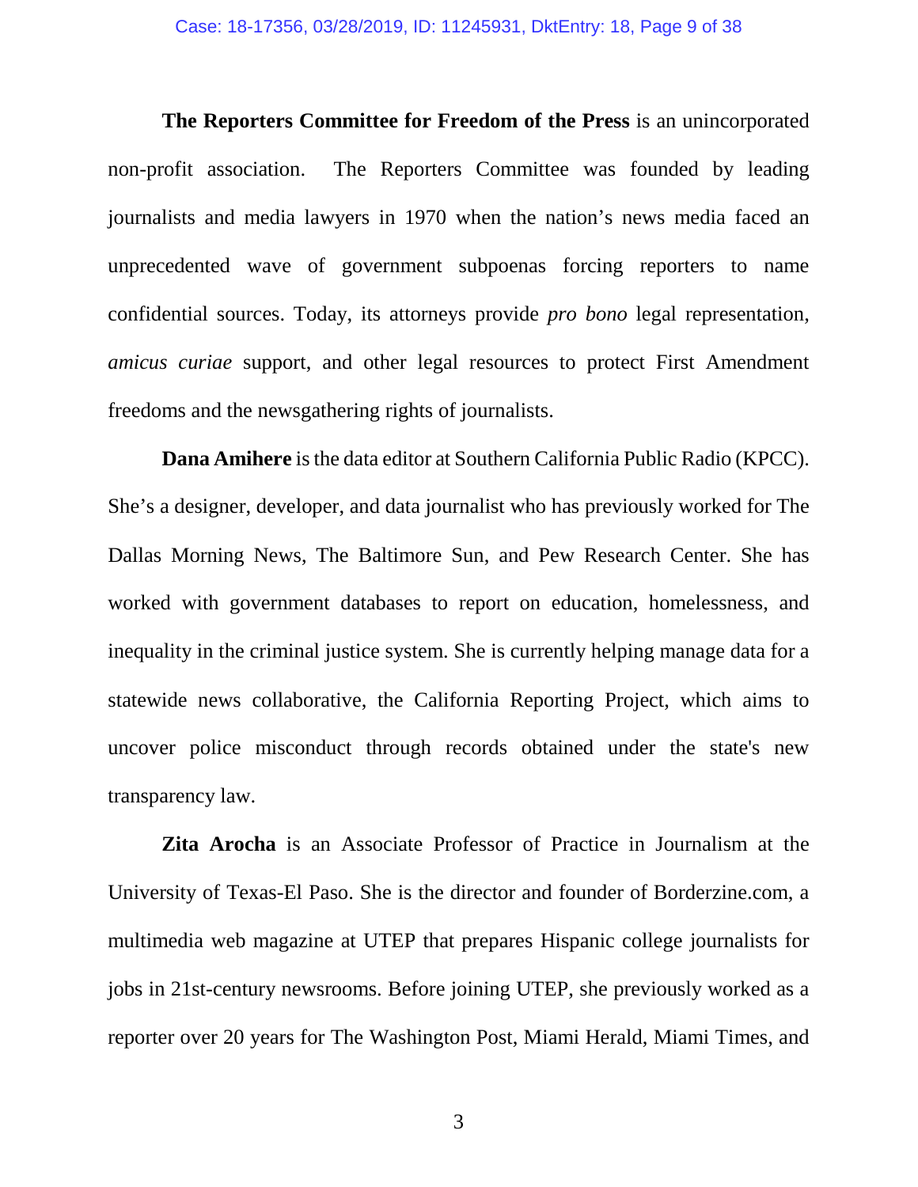**The Reporters Committee for Freedom of the Press** is an unincorporated non-profit association. The Reporters Committee was founded by leading journalists and media lawyers in 1970 when the nation's news media faced an unprecedented wave of government subpoenas forcing reporters to name confidential sources. Today, its attorneys provide *pro bono* legal representation, *amicus curiae* support, and other legal resources to protect First Amendment freedoms and the newsgathering rights of journalists.

**Dana Amihere** is the data editor at Southern California Public Radio (KPCC). She's a designer, developer, and data journalist who has previously worked for The Dallas Morning News, The Baltimore Sun, and Pew Research Center. She has worked with government databases to report on education, homelessness, and inequality in the criminal justice system. She is currently helping manage data for a statewide news collaborative, the California Reporting Project, which aims to uncover police misconduct through records obtained under the state's new transparency law.

**Zita Arocha** is an Associate Professor of Practice in Journalism at the University of Texas-El Paso. She is the director and founder of Borderzine.com, a multimedia web magazine at UTEP that prepares Hispanic college journalists for jobs in 21st-century newsrooms. Before joining UTEP, she previously worked as a reporter over 20 years for The Washington Post, Miami Herald, Miami Times, and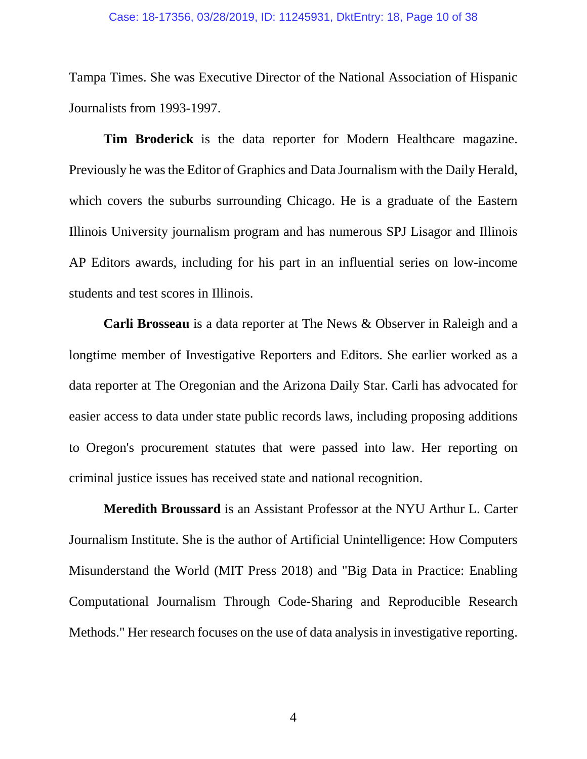Tampa Times. She was Executive Director of the National Association of Hispanic Journalists from 1993-1997.

**Tim Broderick** is the data reporter for Modern Healthcare magazine. Previously he was the Editor of Graphics and Data Journalism with the Daily Herald, which covers the suburbs surrounding Chicago. He is a graduate of the Eastern Illinois University journalism program and has numerous SPJ Lisagor and Illinois AP Editors awards, including for his part in an influential series on low-income students and test scores in Illinois.

**Carli Brosseau** is a data reporter at The News & Observer in Raleigh and a longtime member of Investigative Reporters and Editors. She earlier worked as a data reporter at The Oregonian and the Arizona Daily Star. Carli has advocated for easier access to data under state public records laws, including proposing additions to Oregon's procurement statutes that were passed into law. Her reporting on criminal justice issues has received state and national recognition.

**Meredith Broussard** is an Assistant Professor at the NYU Arthur L. Carter Journalism Institute. She is the author of Artificial Unintelligence: How Computers Misunderstand the World (MIT Press 2018) and "Big Data in Practice: Enabling Computational Journalism Through Code-Sharing and Reproducible Research Methods." Her research focuses on the use of data analysis in investigative reporting.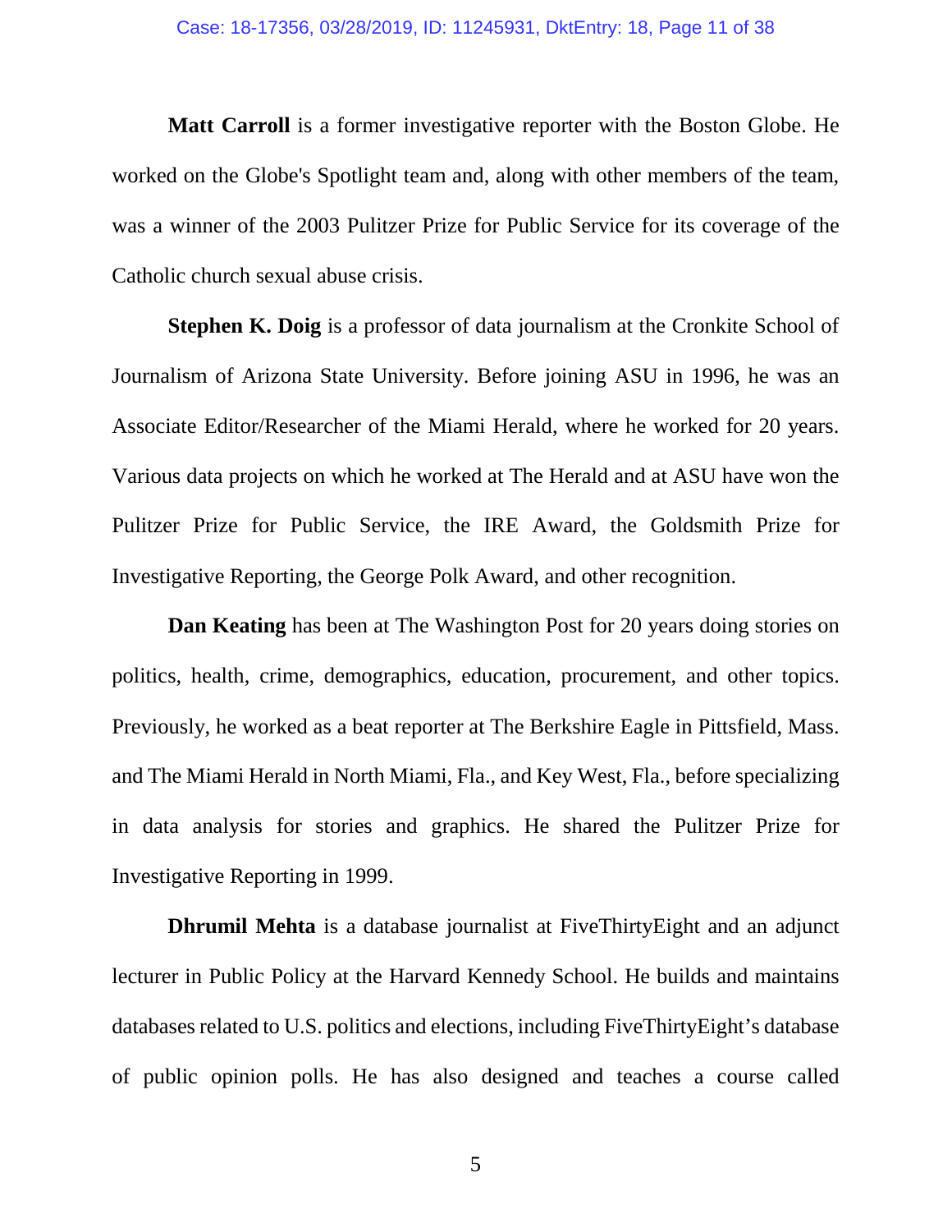**Matt Carroll** is a former investigative reporter with the Boston Globe. He worked on the Globe's Spotlight team and, along with other members of the team, was a winner of the 2003 Pulitzer Prize for Public Service for its coverage of the Catholic church sexual abuse crisis.

**Stephen K. Doig** is a professor of data journalism at the Cronkite School of Journalism of Arizona State University. Before joining ASU in 1996, he was an Associate Editor/Researcher of the Miami Herald, where he worked for 20 years. Various data projects on which he worked at The Herald and at ASU have won the Pulitzer Prize for Public Service, the IRE Award, the Goldsmith Prize for Investigative Reporting, the George Polk Award, and other recognition.

**Dan Keating** has been at The Washington Post for 20 years doing stories on politics, health, crime, demographics, education, procurement, and other topics. Previously, he worked as a beat reporter at The Berkshire Eagle in Pittsfield, Mass. and The Miami Herald in North Miami, Fla., and Key West, Fla., before specializing in data analysis for stories and graphics. He shared the Pulitzer Prize for Investigative Reporting in 1999.

**Dhrumil Mehta** is a database journalist at FiveThirtyEight and an adjunct lecturer in Public Policy at the Harvard Kennedy School. He builds and maintains databases related to U.S. politics and elections, including FiveThirtyEight's database of public opinion polls. He has also designed and teaches a course called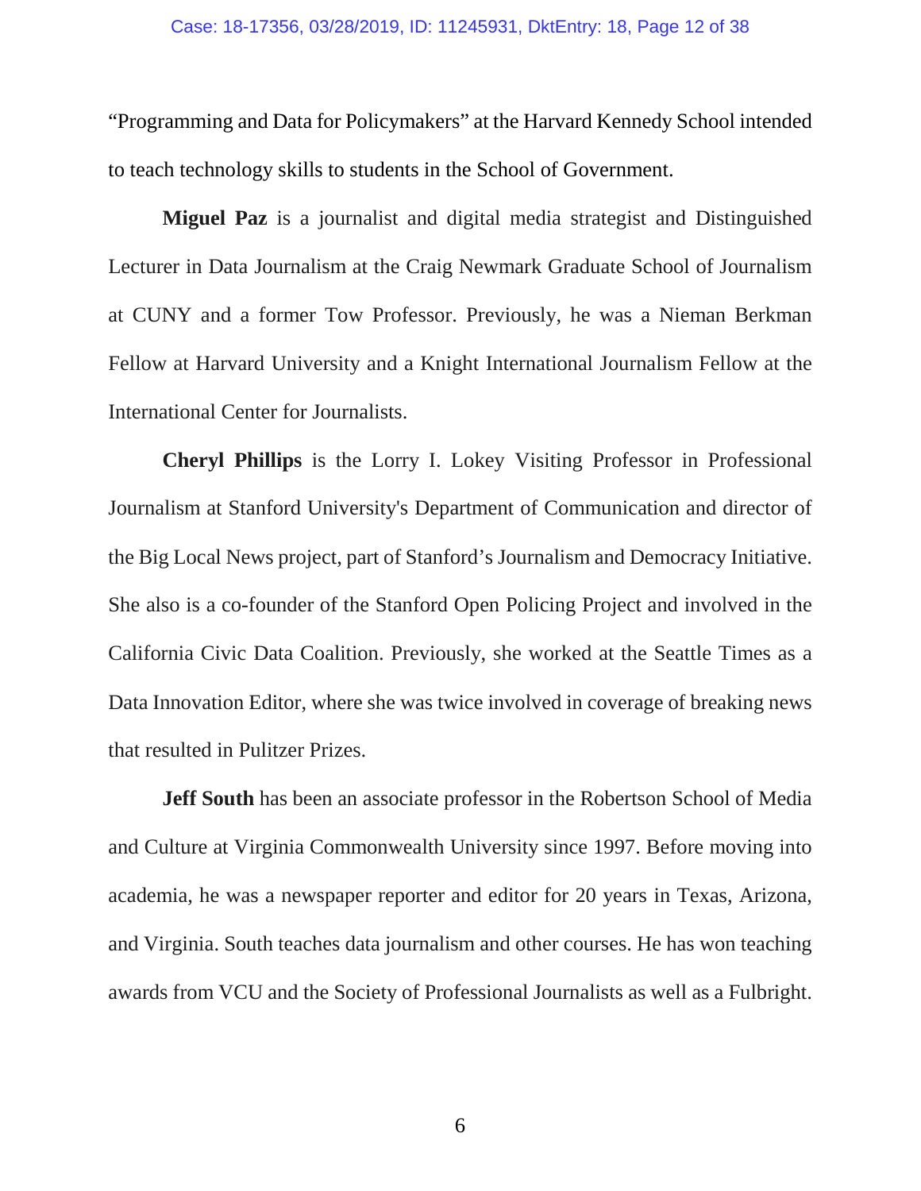"Programming and Data for Policymakers" at the Harvard Kennedy School intended to teach technology skills to students in the School of Government.

**Miguel Paz** is a journalist and digital media strategist and Distinguished Lecturer in Data Journalism at the Craig Newmark Graduate School of Journalism at CUNY and a former Tow Professor. Previously, he was a Nieman Berkman Fellow at Harvard University and a Knight International Journalism Fellow at the International Center for Journalists.

**Cheryl Phillips** is the Lorry I. Lokey Visiting Professor in Professional Journalism at Stanford University's Department of Communication and director of the Big Local News project, part of Stanford's Journalism and Democracy Initiative. She also is a co-founder of the Stanford Open Policing Project and involved in the California Civic Data Coalition. Previously, she worked at the Seattle Times as a Data Innovation Editor, where she was twice involved in coverage of breaking news that resulted in Pulitzer Prizes.

**Jeff South** has been an associate professor in the Robertson School of Media and Culture at Virginia Commonwealth University since 1997. Before moving into academia, he was a newspaper reporter and editor for 20 years in Texas, Arizona, and Virginia. South teaches data journalism and other courses. He has won teaching awards from VCU and the Society of Professional Journalists as well as a Fulbright.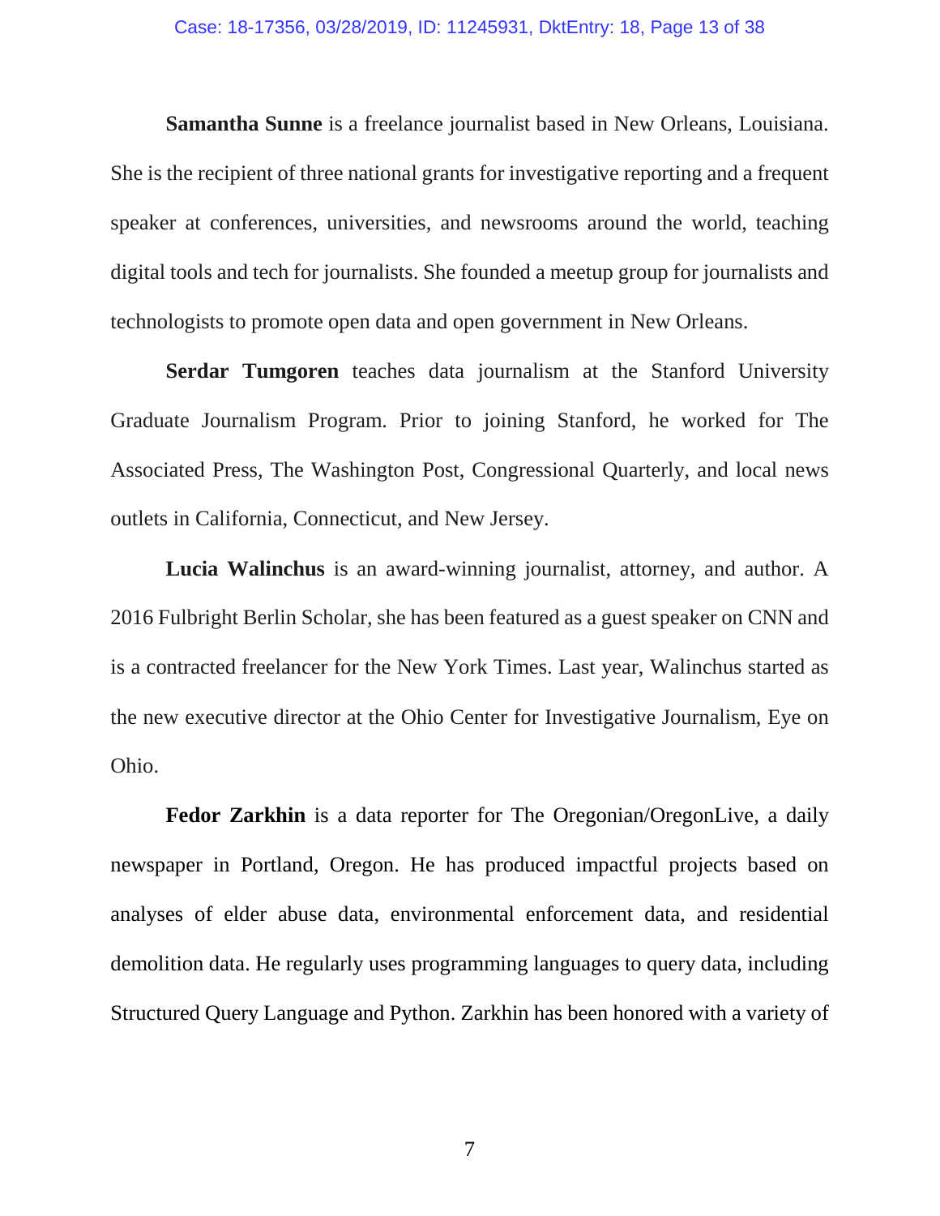**Samantha Sunne** is a freelance journalist based in New Orleans, Louisiana. She is the recipient of three national grants for investigative reporting and a frequent speaker at conferences, universities, and newsrooms around the world, teaching digital tools and tech for journalists. She founded a meetup group for journalists and technologists to promote open data and open government in New Orleans.

**Serdar Tumgoren** teaches data journalism at the Stanford University Graduate Journalism Program. Prior to joining Stanford, he worked for The Associated Press, The Washington Post, Congressional Quarterly, and local news outlets in California, Connecticut, and New Jersey.

**Lucia Walinchus** is an award-winning journalist, attorney, and author. A 2016 Fulbright Berlin Scholar, she has been featured as a guest speaker on CNN and is a contracted freelancer for the New York Times. Last year, Walinchus started as the new executive director at the Ohio Center for Investigative Journalism, Eye on Ohio.

**Fedor Zarkhin** is a data reporter for The Oregonian/OregonLive, a daily newspaper in Portland, Oregon. He has produced impactful projects based on analyses of elder abuse data, environmental enforcement data, and residential demolition data. He regularly uses programming languages to query data, including Structured Query Language and Python. Zarkhin has been honored with a variety of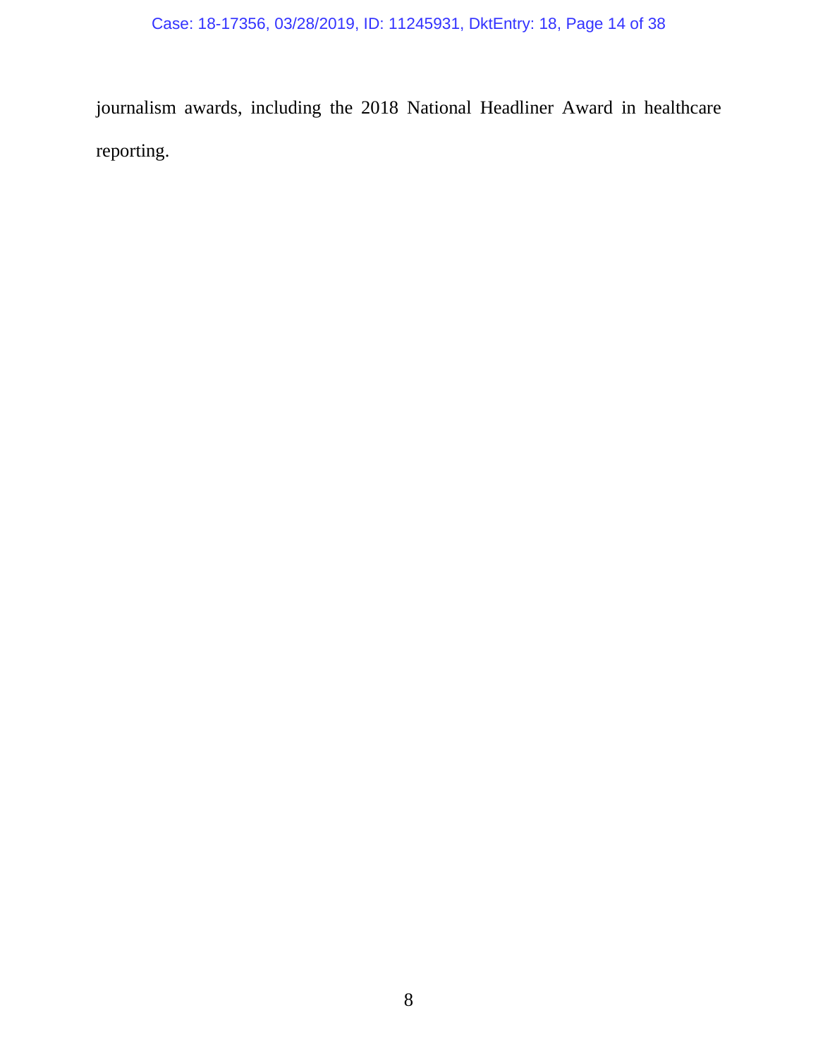journalism awards, including the 2018 National Headliner Award in healthcare reporting.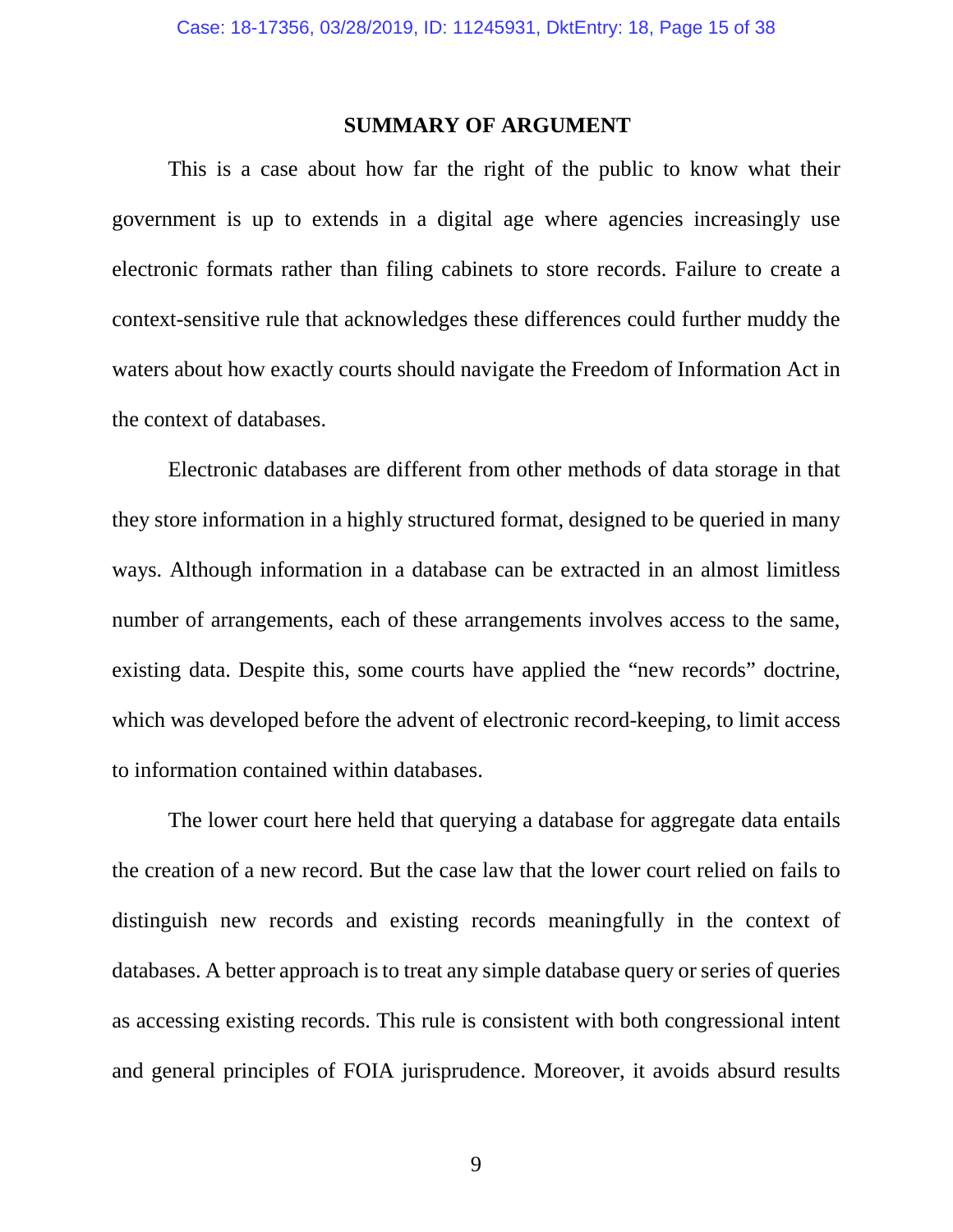## SUMMARY OF ARGUMENT

This is a case about how far the right of the public to know what their government is up to extends in a digital age where agencies increasingly use electronic formats rather than filing cabinets to store records. Failure to create a context-sensitive rule that acknowledges these differences could further muddy the waters about how exactly courts should navigate the Freedom of Information Act in the context of databases.

Electronic databases are different from other methods of data storage in that they store information in a highly structured format, designed to be queried in many ways. Although information in a database can be extracted in an almost limitless number of arrangements, each of these arrangements involves access to the same, existing data. Despite this, some courts have applied the "new records" doctrine, which was developed before the advent of electronic record-keeping, to limit access to information contained within databases.

The lower court here held that querying a database for aggregate data entails the creation of a new record. But the case law that the lower court relied on fails to distinguish new records and existing records meaningfully in the context of databases. A better approach is to treat any simple database query or series of queries as accessing existing records. This rule is consistent with both congressional intent and general principles of FOIA jurisprudence. Moreover, it avoids absurd results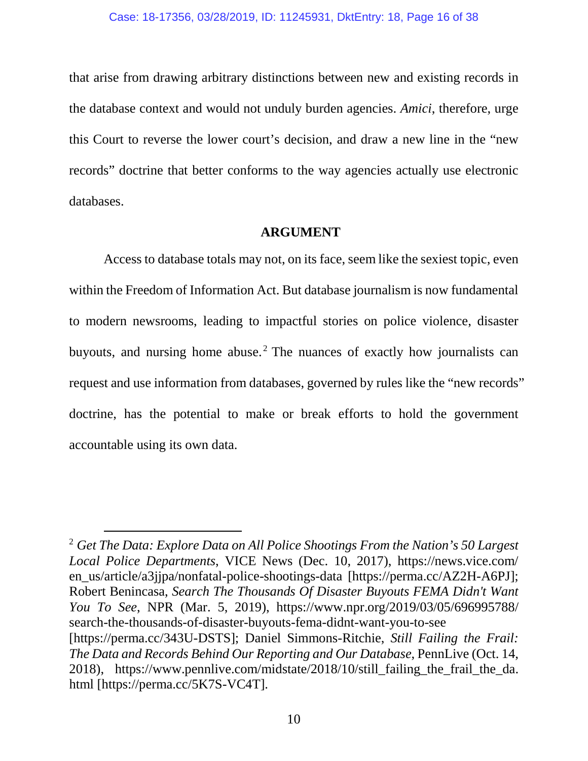that arise from drawing arbitrary distinctions between new and existing records in the database context and would not unduly burden agencies. *Amici*, therefore, urge this Court to reverse the lower court's decision, and draw a new line in the "new records" doctrine that better conforms to the way agencies actually use electronic databases.

## ARGUMENT

Access to database totals may not, on its face, seem like the sexiest topic, even within the Freedom of Information Act. But database journalism is now fundamental to modern newsrooms, leading to impactful stories on police violence, disaster buyouts, and nursing home abuse.[2] The nuances of exactly how journalists can request and use information from databases, governed by rules like the "new records" doctrine, has the potential to make or break efforts to hold the government accountable using its own data.

---

[2] *Get The Data: Explore Data on All Police Shootings From the Nation's 50 Largest Local Police Departments*, VICE News (Dec. 10, 2017), https://news.vice.com/en_us/article/a3jjpa/nonfatal-police-shootings-data [https://perma.cc/AZ2H-A6PJ]; Robert Benincasa, *Search The Thousands Of Disaster Buyouts FEMA Didn't Want You To See*, NPR (Mar. 5, 2019), https://www.npr.org/2019/03/05/696995788/search-the-thousands-of-disaster-buyouts-fema-didnt-want-you-to-see [https://perma.cc/343U-DSTS]; Daniel Simmons-Ritchie, *Still Failing the Frail: The Data and Records Behind Our Reporting and Our Database*, PennLive (Oct. 14, 2018), https://www.pennlive.com/midstate/2018/10/still_failing_the_frail_the_da.html [https://perma.cc/5K7S-VC4T].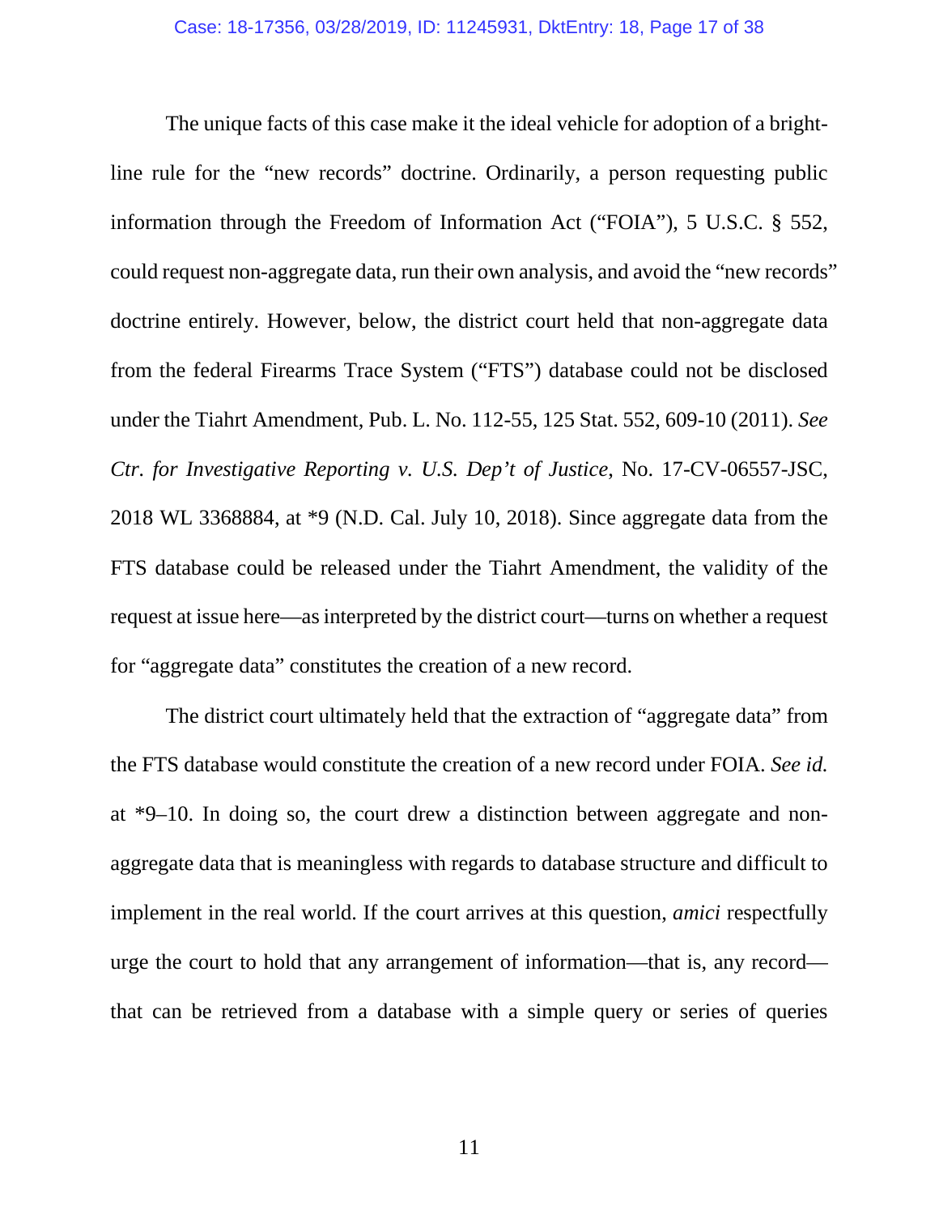The unique facts of this case make it the ideal vehicle for adoption of a bright-line rule for the "new records" doctrine. Ordinarily, a person requesting public information through the Freedom of Information Act ("FOIA"), 5 U.S.C. § 552, could request non-aggregate data, run their own analysis, and avoid the "new records" doctrine entirely. However, below, the district court held that non-aggregate data from the federal Firearms Trace System ("FTS") database could not be disclosed under the Tiahrt Amendment, Pub. L. No. 112-55, 125 Stat. 552, 609-10 (2011). *See Ctr. for Investigative Reporting v. U.S. Dep't of Justice*, No. 17-CV-06557-JSC, 2018 WL 3368884, at *9 (N.D. Cal. July 10, 2018). Since aggregate data from the FTS database could be released under the Tiahrt Amendment, the validity of the request at issue here—as interpreted by the district court—turns on whether a request for "aggregate data" constitutes the creation of a new record.

The district court ultimately held that the extraction of "aggregate data" from the FTS database would constitute the creation of a new record under FOIA. *See id.* at *9–10. In doing so, the court drew a distinction between aggregate and non-aggregate data that is meaningless with regards to database structure and difficult to implement in the real world. If the court arrives at this question, *amici* respectfully urge the court to hold that any arrangement of information—that is, any record—that can be retrieved from a database with a simple query or series of queries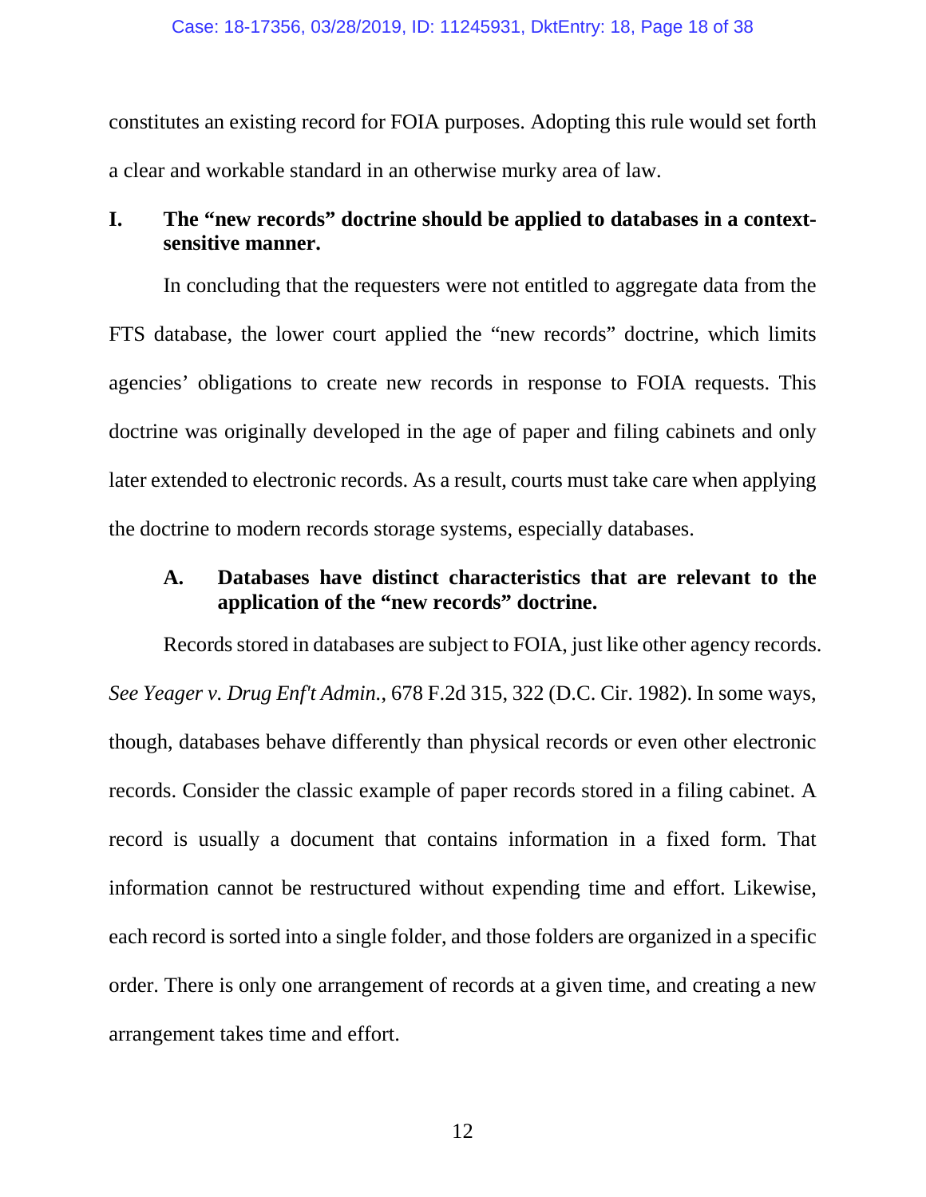constitutes an existing record for FOIA purposes. Adopting this rule would set forth a clear and workable standard in an otherwise murky area of law.

## I. The "new records" doctrine should be applied to databases in a context-sensitive manner.

In concluding that the requesters were not entitled to aggregate data from the FTS database, the lower court applied the "new records" doctrine, which limits agencies' obligations to create new records in response to FOIA requests. This doctrine was originally developed in the age of paper and filing cabinets and only later extended to electronic records. As a result, courts must take care when applying the doctrine to modern records storage systems, especially databases.

### A. Databases have distinct characteristics that are relevant to the application of the "new records" doctrine.

Records stored in databases are subject to FOIA, just like other agency records. *See Yeager v. Drug Enf't Admin.*, 678 F.2d 315, 322 (D.C. Cir. 1982). In some ways, though, databases behave differently than physical records or even other electronic records. Consider the classic example of paper records stored in a filing cabinet. A record is usually a document that contains information in a fixed form. That information cannot be restructured without expending time and effort. Likewise, each record is sorted into a single folder, and those folders are organized in a specific order. There is only one arrangement of records at a given time, and creating a new arrangement takes time and effort.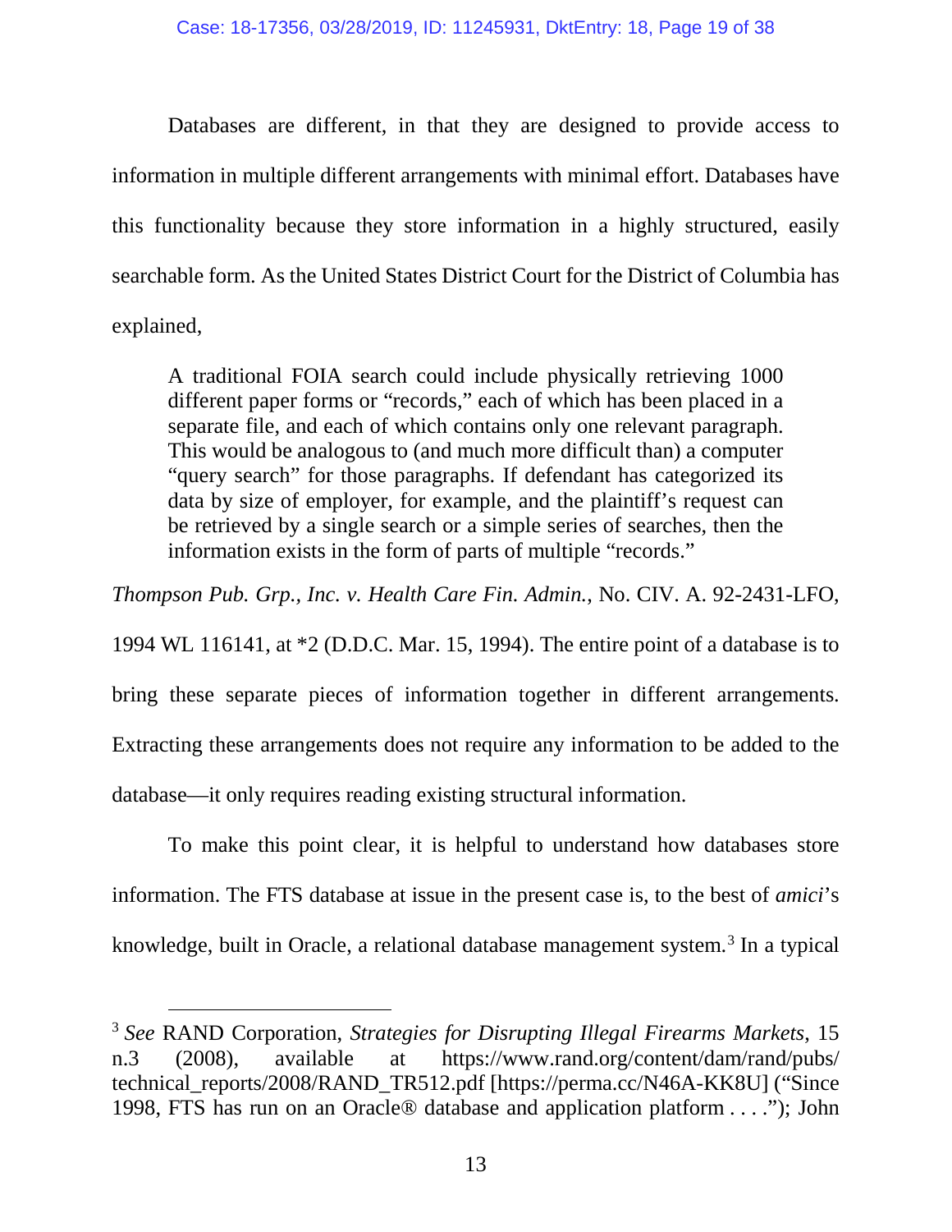Databases are different, in that they are designed to provide access to information in multiple different arrangements with minimal effort. Databases have this functionality because they store information in a highly structured, easily searchable form. As the United States District Court for the District of Columbia has explained,

> A traditional FOIA search could include physically retrieving 1000 different paper forms or "records," each of which has been placed in a separate file, and each of which contains only one relevant paragraph. This would be analogous to (and much more difficult than) a computer "query search" for those paragraphs. If defendant has categorized its data by size of employer, for example, and the plaintiff's request can be retrieved by a single search or a simple series of searches, then the information exists in the form of parts of multiple "records."

*Thompson Pub. Grp., Inc. v. Health Care Fin. Admin.*, No. CIV. A. 92-2431-LFO, 1994 WL 116141, at *2 (D.D.C. Mar. 15, 1994). The entire point of a database is to bring these separate pieces of information together in different arrangements. Extracting these arrangements does not require any information to be added to the database—it only requires reading existing structural information.

To make this point clear, it is helpful to understand how databases store information. The FTS database at issue in the present case is, to the best of *amici*'s knowledge, built in Oracle, a relational database management system.[3] In a typical

---

[3] *See* RAND Corporation, *Strategies for Disrupting Illegal Firearms Markets*, 15 n.3 (2008), available at https://www.rand.org/content/dam/rand/pubs/technical_reports/2008/RAND_TR512.pdf [https://perma.cc/N46A-KK8U] ("Since 1998, FTS has run on an Oracle® database and application platform . . . ."); John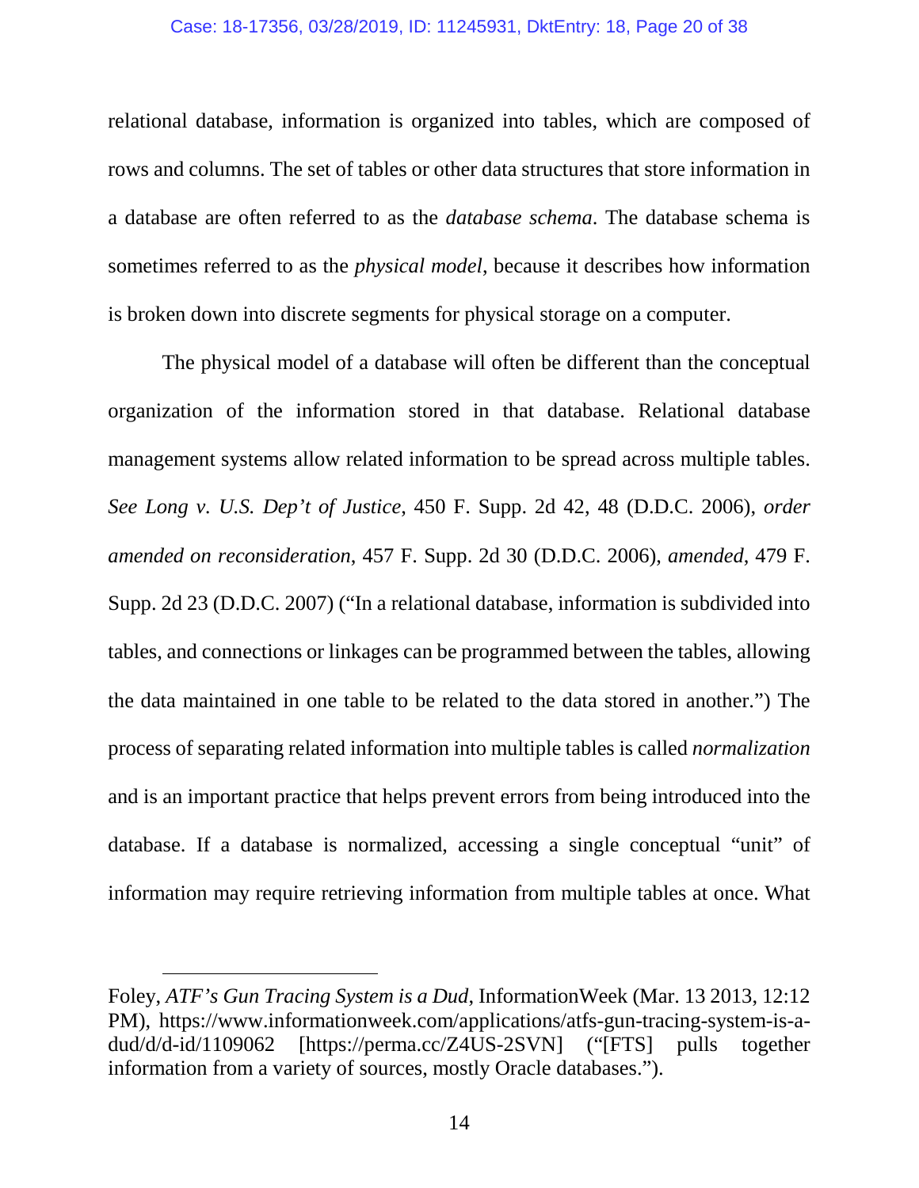relational database, information is organized into tables, which are composed of rows and columns. The set of tables or other data structures that store information in a database are often referred to as the *database schema*. The database schema is sometimes referred to as the *physical model*, because it describes how information is broken down into discrete segments for physical storage on a computer.

The physical model of a database will often be different than the conceptual organization of the information stored in that database. Relational database management systems allow related information to be spread across multiple tables. *See Long v. U.S. Dep't of Justice*, 450 F. Supp. 2d 42, 48 (D.D.C. 2006), *order amended on reconsideration*, 457 F. Supp. 2d 30 (D.D.C. 2006), *amended*, 479 F. Supp. 2d 23 (D.D.C. 2007) ("In a relational database, information is subdivided into tables, and connections or linkages can be programmed between the tables, allowing the data maintained in one table to be related to the data stored in another.") The process of separating related information into multiple tables is called *normalization* and is an important practice that helps prevent errors from being introduced into the database. If a database is normalized, accessing a single conceptual "unit" of information may require retrieving information from multiple tables at once. What

---

Foley, *ATF's Gun Tracing System is a Dud*, InformationWeek (Mar. 13 2013, 12:12 PM), https://www.informationweek.com/applications/atfs-gun-tracing-system-is-a-dud/d/d-id/1109062 [https://perma.cc/Z4US-2SVN] ("[FTS] pulls together information from a variety of sources, mostly Oracle databases.").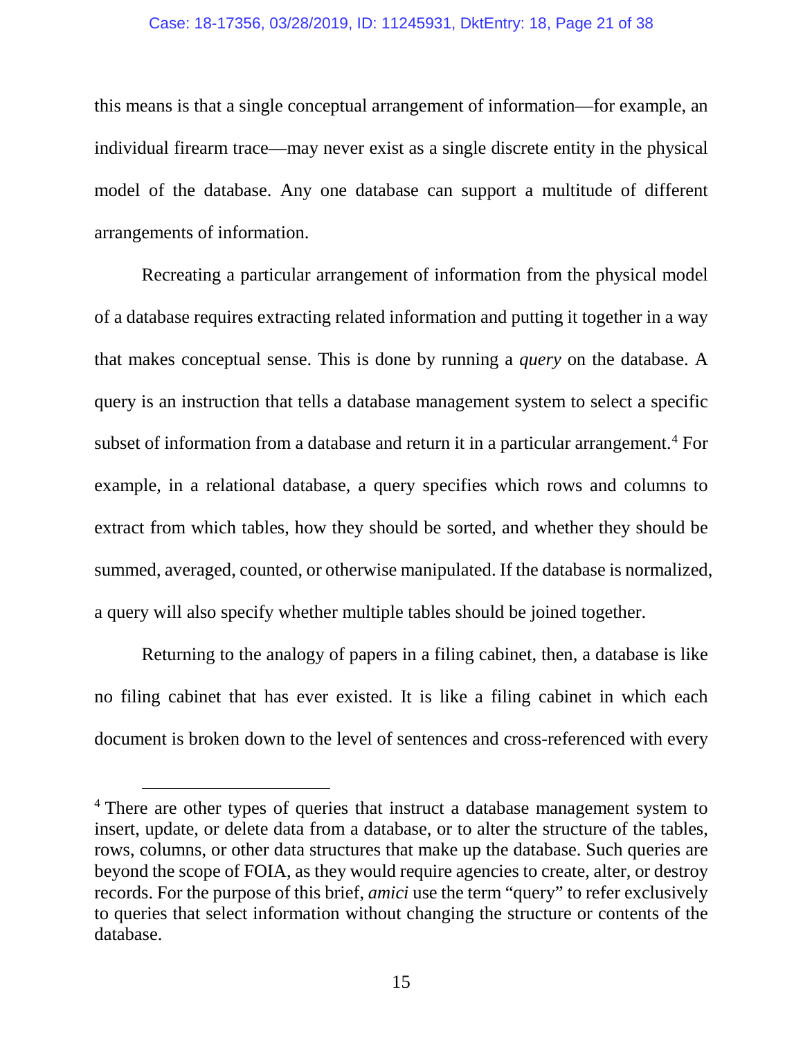this means is that a single conceptual arrangement of information—for example, an individual firearm trace—may never exist as a single discrete entity in the physical model of the database. Any one database can support a multitude of different arrangements of information.

Recreating a particular arrangement of information from the physical model of a database requires extracting related information and putting it together in a way that makes conceptual sense. This is done by running a *query* on the database. A query is an instruction that tells a database management system to select a specific subset of information from a database and return it in a particular arrangement.[4] For example, in a relational database, a query specifies which rows and columns to extract from which tables, how they should be sorted, and whether they should be summed, averaged, counted, or otherwise manipulated. If the database is normalized, a query will also specify whether multiple tables should be joined together.

Returning to the analogy of papers in a filing cabinet, then, a database is like no filing cabinet that has ever existed. It is like a filing cabinet in which each document is broken down to the level of sentences and cross-referenced with every

---

[4] There are other types of queries that instruct a database management system to insert, update, or delete data from a database, or to alter the structure of the tables, rows, columns, or other data structures that make up the database. Such queries are beyond the scope of FOIA, as they would require agencies to create, alter, or destroy records. For the purpose of this brief, *amici* use the term "query" to refer exclusively to queries that select information without changing the structure or contents of the database.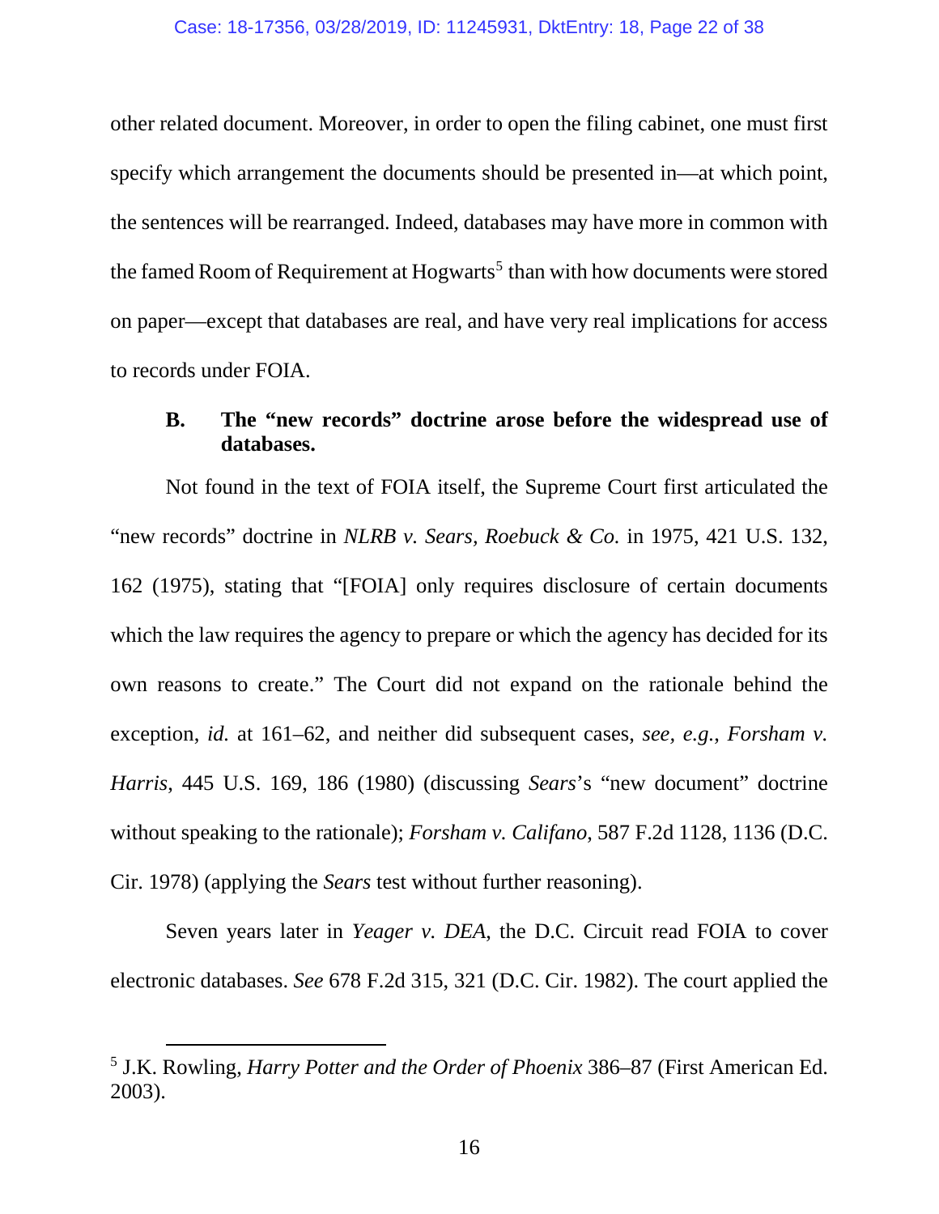other related document. Moreover, in order to open the filing cabinet, one must first specify which arrangement the documents should be presented in—at which point, the sentences will be rearranged. Indeed, databases may have more in common with the famed Room of Requirement at Hogwarts[5] than with how documents were stored on paper—except that databases are real, and have very real implications for access to records under FOIA.

### B. The "new records" doctrine arose before the widespread use of databases.

Not found in the text of FOIA itself, the Supreme Court first articulated the "new records" doctrine in *NLRB v. Sears, Roebuck & Co.* in 1975, 421 U.S. 132, 162 (1975), stating that "[FOIA] only requires disclosure of certain documents which the law requires the agency to prepare or which the agency has decided for its own reasons to create." The Court did not expand on the rationale behind the exception, *id.* at 161–62, and neither did subsequent cases, *see, e.g.*, *Forsham v. Harris*, 445 U.S. 169, 186 (1980) (discussing *Sears*'s "new document" doctrine without speaking to the rationale); *Forsham v. Califano*, 587 F.2d 1128, 1136 (D.C. Cir. 1978) (applying the *Sears* test without further reasoning).

Seven years later in *Yeager v. DEA*, the D.C. Circuit read FOIA to cover electronic databases. *See* 678 F.2d 315, 321 (D.C. Cir. 1982). The court applied the

---

[5] J.K. Rowling, *Harry Potter and the Order of Phoenix* 386–87 (First American Ed. 2003).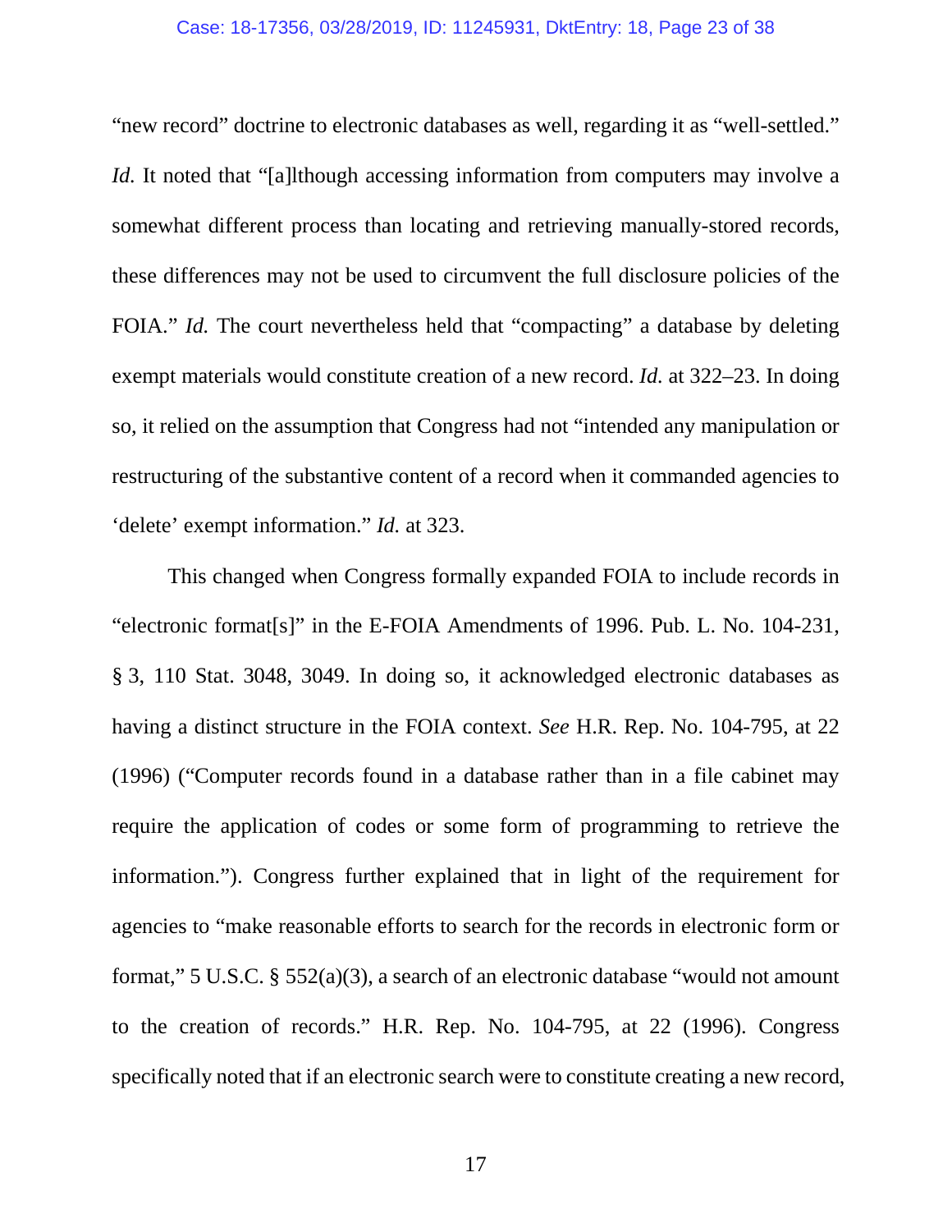"new record" doctrine to electronic databases as well, regarding it as "well-settled." *Id.* It noted that "[a]lthough accessing information from computers may involve a somewhat different process than locating and retrieving manually-stored records, these differences may not be used to circumvent the full disclosure policies of the FOIA." *Id.* The court nevertheless held that "compacting" a database by deleting exempt materials would constitute creation of a new record. *Id.* at 322–23. In doing so, it relied on the assumption that Congress had not "intended any manipulation or restructuring of the substantive content of a record when it commanded agencies to 'delete' exempt information." *Id.* at 323.

This changed when Congress formally expanded FOIA to include records in "electronic format[s]" in the E-FOIA Amendments of 1996. Pub. L. No. 104-231, § 3, 110 Stat. 3048, 3049. In doing so, it acknowledged electronic databases as having a distinct structure in the FOIA context. *See* H.R. Rep. No. 104-795, at 22 (1996) ("Computer records found in a database rather than in a file cabinet may require the application of codes or some form of programming to retrieve the information."). Congress further explained that in light of the requirement for agencies to "make reasonable efforts to search for the records in electronic form or format," 5 U.S.C. § 552(a)(3), a search of an electronic database "would not amount to the creation of records." H.R. Rep. No. 104-795, at 22 (1996). Congress specifically noted that if an electronic search were to constitute creating a new record,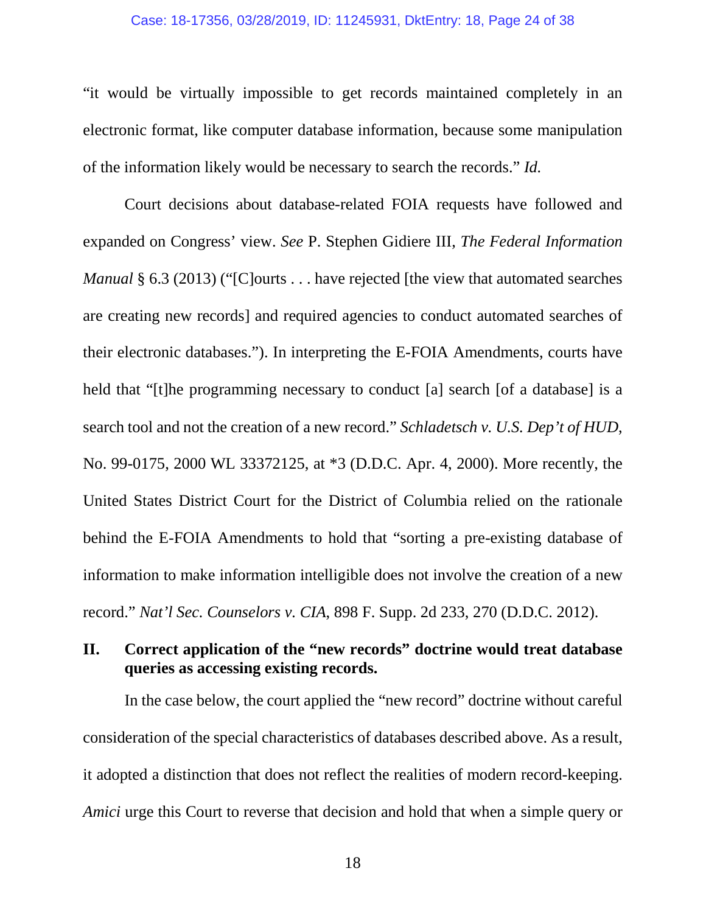"it would be virtually impossible to get records maintained completely in an electronic format, like computer database information, because some manipulation of the information likely would be necessary to search the records." *Id.*

Court decisions about database-related FOIA requests have followed and expanded on Congress' view. *See* P. Stephen Gidiere III, *The Federal Information Manual* § 6.3 (2013) ("[C]ourts . . . have rejected [the view that automated searches are creating new records] and required agencies to conduct automated searches of their electronic databases."). In interpreting the E-FOIA Amendments, courts have held that "[t]he programming necessary to conduct [a] search [of a database] is a search tool and not the creation of a new record." *Schladetsch v. U.S. Dep't of HUD*, No. 99-0175, 2000 WL 33372125, at *3 (D.D.C. Apr. 4, 2000). More recently, the United States District Court for the District of Columbia relied on the rationale behind the E-FOIA Amendments to hold that "sorting a pre-existing database of information to make information intelligible does not involve the creation of a new record." *Nat'l Sec. Counselors v. CIA*, 898 F. Supp. 2d 233, 270 (D.D.C. 2012).

## II. Correct application of the "new records" doctrine would treat database queries as accessing existing records.

In the case below, the court applied the "new record" doctrine without careful consideration of the special characteristics of databases described above. As a result, it adopted a distinction that does not reflect the realities of modern record-keeping. *Amici* urge this Court to reverse that decision and hold that when a simple query or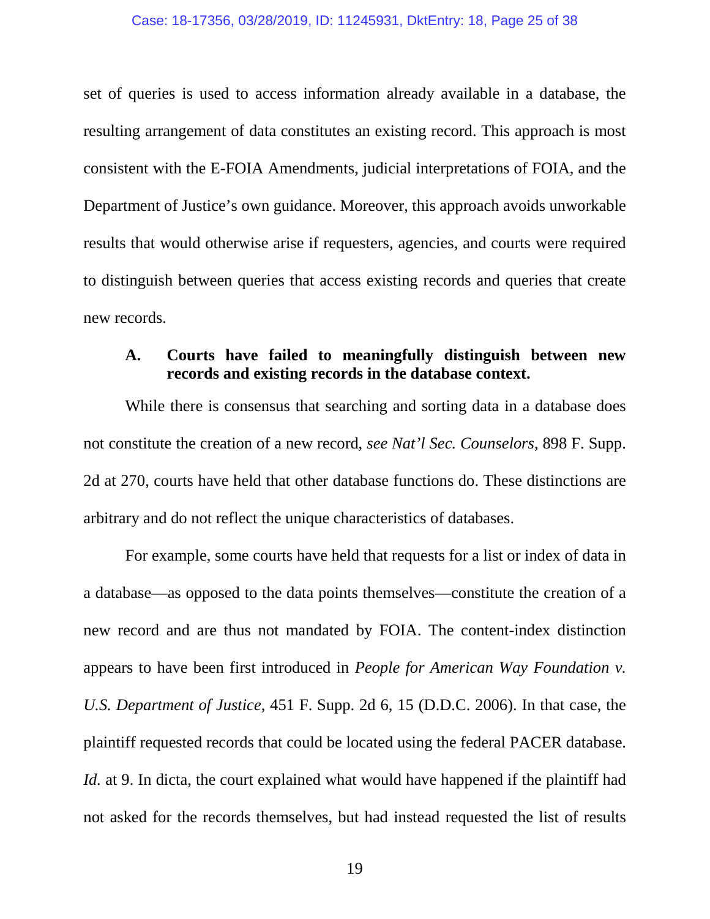set of queries is used to access information already available in a database, the resulting arrangement of data constitutes an existing record. This approach is most consistent with the E-FOIA Amendments, judicial interpretations of FOIA, and the Department of Justice's own guidance. Moreover, this approach avoids unworkable results that would otherwise arise if requesters, agencies, and courts were required to distinguish between queries that access existing records and queries that create new records.

### A. Courts have failed to meaningfully distinguish between new records and existing records in the database context.

While there is consensus that searching and sorting data in a database does not constitute the creation of a new record, *see Nat'l Sec. Counselors*, 898 F. Supp. 2d at 270, courts have held that other database functions do. These distinctions are arbitrary and do not reflect the unique characteristics of databases.

For example, some courts have held that requests for a list or index of data in a database—as opposed to the data points themselves—constitute the creation of a new record and are thus not mandated by FOIA. The content-index distinction appears to have been first introduced in *People for American Way Foundation v. U.S. Department of Justice*, 451 F. Supp. 2d 6, 15 (D.D.C. 2006). In that case, the plaintiff requested records that could be located using the federal PACER database. *Id.* at 9. In dicta, the court explained what would have happened if the plaintiff had not asked for the records themselves, but had instead requested the list of results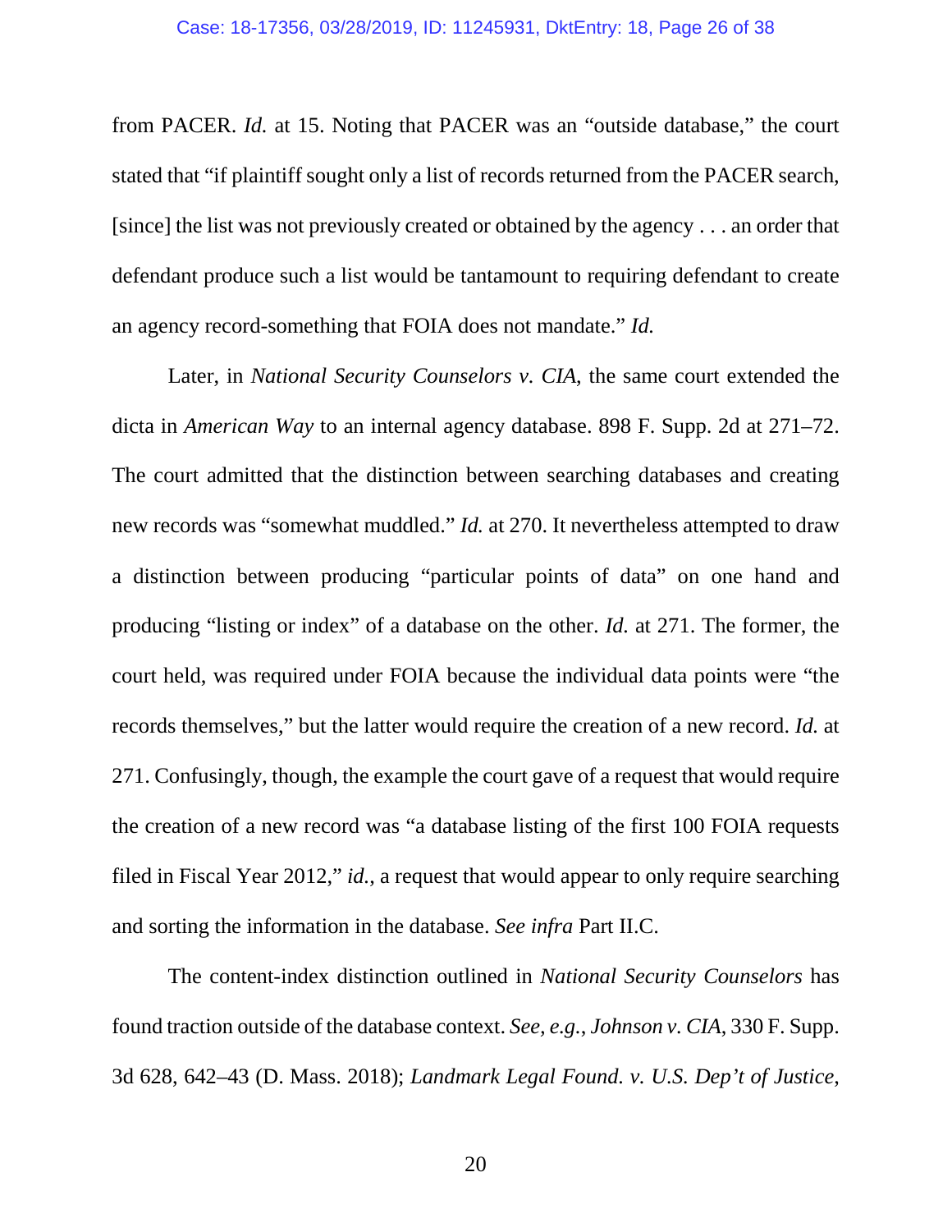from PACER. *Id.* at 15. Noting that PACER was an "outside database," the court stated that "if plaintiff sought only a list of records returned from the PACER search, [since] the list was not previously created or obtained by the agency . . . an order that defendant produce such a list would be tantamount to requiring defendant to create an agency record-something that FOIA does not mandate." *Id.*

Later, in *National Security Counselors v. CIA*, the same court extended the dicta in *American Way* to an internal agency database. 898 F. Supp. 2d at 271–72. The court admitted that the distinction between searching databases and creating new records was "somewhat muddled." *Id.* at 270. It nevertheless attempted to draw a distinction between producing "particular points of data" on one hand and producing "listing or index" of a database on the other. *Id.* at 271. The former, the court held, was required under FOIA because the individual data points were "the records themselves," but the latter would require the creation of a new record. *Id.* at 271. Confusingly, though, the example the court gave of a request that would require the creation of a new record was "a database listing of the first 100 FOIA requests filed in Fiscal Year 2012," *id.*, a request that would appear to only require searching and sorting the information in the database. *See infra* Part II.C.

The content-index distinction outlined in *National Security Counselors* has found traction outside of the database context. *See, e.g.*, *Johnson v. CIA*, 330 F. Supp. 3d 628, 642–43 (D. Mass. 2018); *Landmark Legal Found. v. U.S. Dep't of Justice*,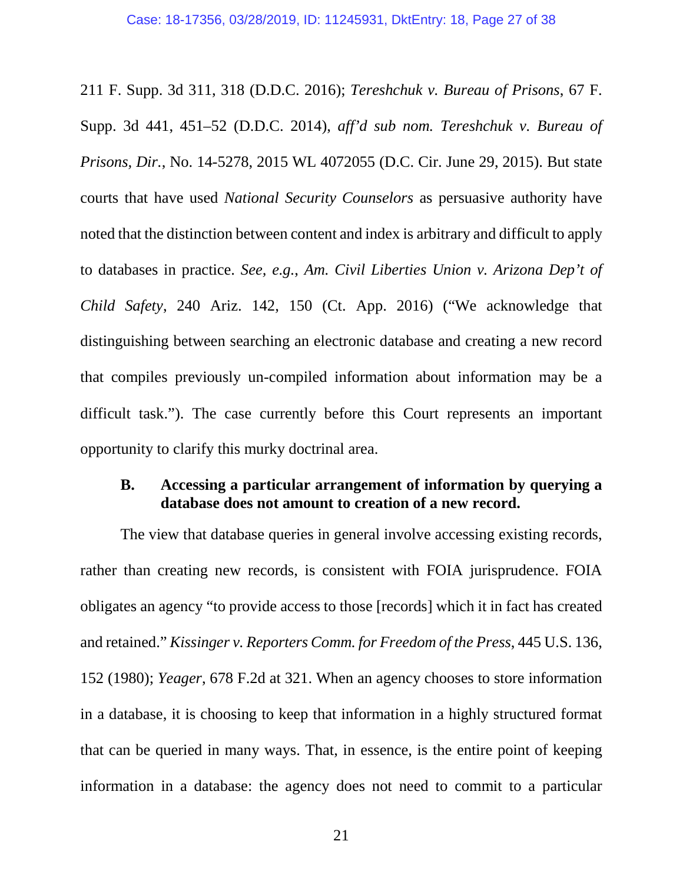211 F. Supp. 3d 311, 318 (D.D.C. 2016); *Tereshchuk v. Bureau of Prisons*, 67 F. Supp. 3d 441, 451–52 (D.D.C. 2014), *aff'd sub nom. Tereshchuk v. Bureau of Prisons, Dir.*, No. 14-5278, 2015 WL 4072055 (D.C. Cir. June 29, 2015). But state courts that have used *National Security Counselors* as persuasive authority have noted that the distinction between content and index is arbitrary and difficult to apply to databases in practice. *See, e.g.*, *Am. Civil Liberties Union v. Arizona Dep't of Child Safety*, 240 Ariz. 142, 150 (Ct. App. 2016) ("We acknowledge that distinguishing between searching an electronic database and creating a new record that compiles previously un-compiled information about information may be a difficult task."). The case currently before this Court represents an important opportunity to clarify this murky doctrinal area.

### B. Accessing a particular arrangement of information by querying a database does not amount to creation of a new record.

The view that database queries in general involve accessing existing records, rather than creating new records, is consistent with FOIA jurisprudence. FOIA obligates an agency "to provide access to those [records] which it in fact has created and retained." *Kissinger v. Reporters Comm. for Freedom of the Press*, 445 U.S. 136, 152 (1980); *Yeager*, 678 F.2d at 321. When an agency chooses to store information in a database, it is choosing to keep that information in a highly structured format that can be queried in many ways. That, in essence, is the entire point of keeping information in a database: the agency does not need to commit to a particular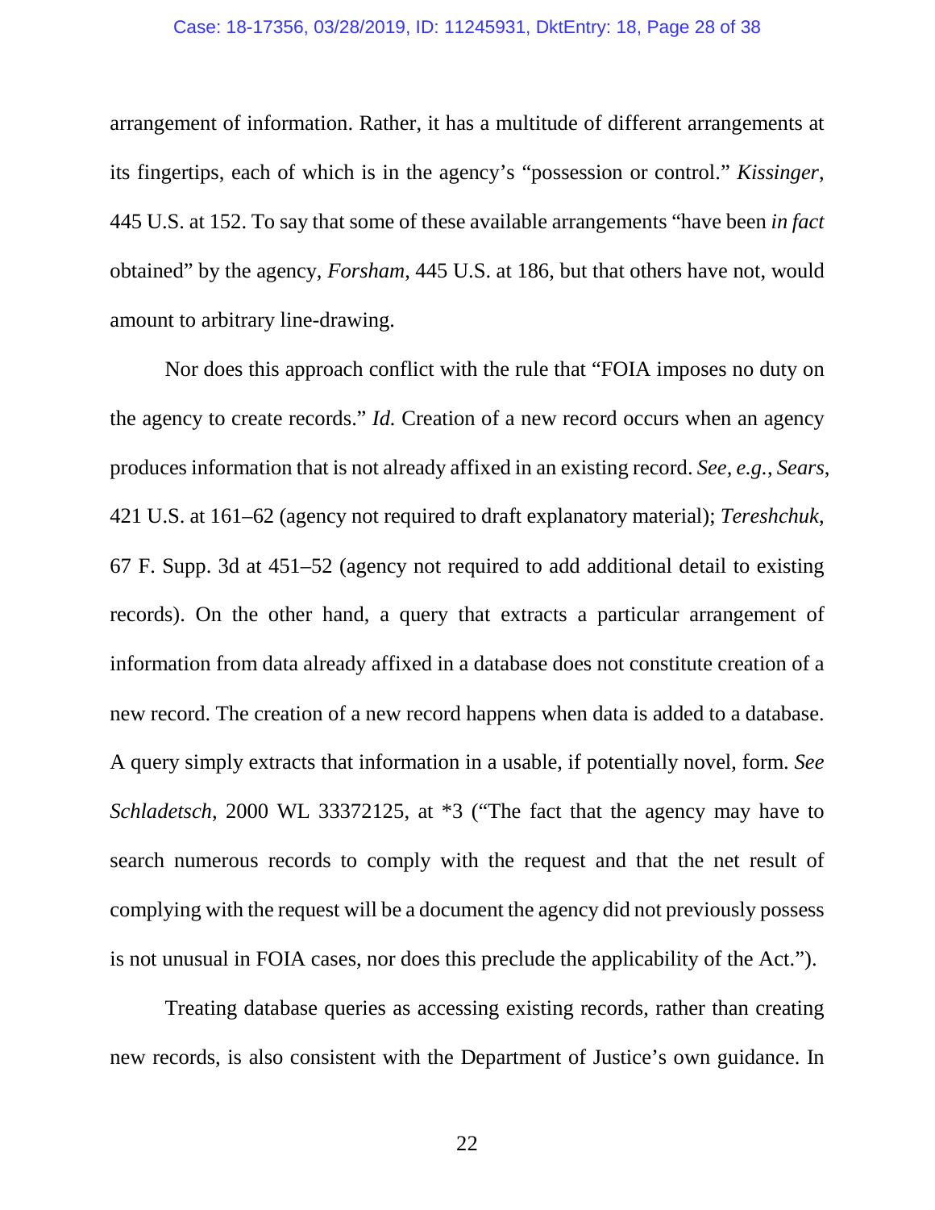arrangement of information. Rather, it has a multitude of different arrangements at its fingertips, each of which is in the agency's "possession or control." *Kissinger*, 445 U.S. at 152. To say that some of these available arrangements "have been *in fact* obtained" by the agency, *Forsham*, 445 U.S. at 186, but that others have not, would amount to arbitrary line-drawing.

Nor does this approach conflict with the rule that "FOIA imposes no duty on the agency to create records." *Id.* Creation of a new record occurs when an agency produces information that is not already affixed in an existing record. *See, e.g.*, *Sears*, 421 U.S. at 161–62 (agency not required to draft explanatory material); *Tereshchuk*, 67 F. Supp. 3d at 451–52 (agency not required to add additional detail to existing records). On the other hand, a query that extracts a particular arrangement of information from data already affixed in a database does not constitute creation of a new record. The creation of a new record happens when data is added to a database. A query simply extracts that information in a usable, if potentially novel, form. *See Schladetsch*, 2000 WL 33372125, at *3 ("The fact that the agency may have to search numerous records to comply with the request and that the net result of complying with the request will be a document the agency did not previously possess is not unusual in FOIA cases, nor does this preclude the applicability of the Act.").

Treating database queries as accessing existing records, rather than creating new records, is also consistent with the Department of Justice's own guidance. In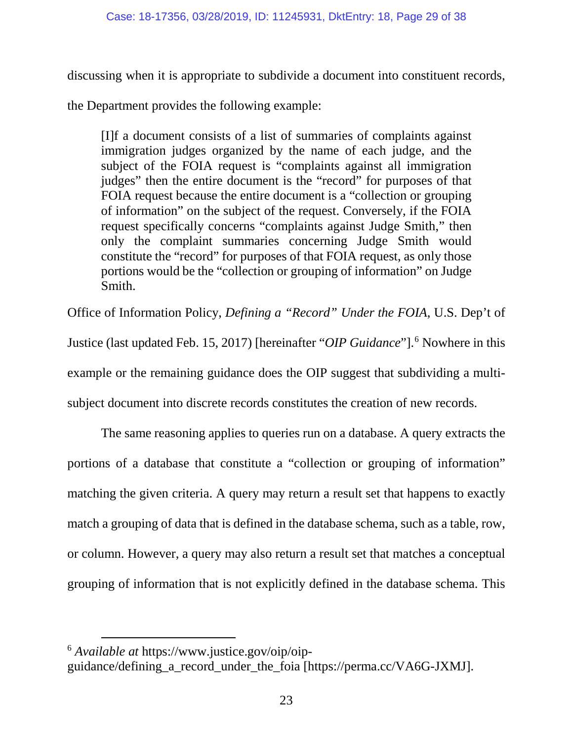discussing when it is appropriate to subdivide a document into constituent records, the Department provides the following example:

> [I]f a document consists of a list of summaries of complaints against immigration judges organized by the name of each judge, and the subject of the FOIA request is "complaints against all immigration judges" then the entire document is the "record" for purposes of that FOIA request because the entire document is a "collection or grouping of information" on the subject of the request. Conversely, if the FOIA request specifically concerns "complaints against Judge Smith," then only the complaint summaries concerning Judge Smith would constitute the "record" for purposes of that FOIA request, as only those portions would be the "collection or grouping of information" on Judge Smith.

Office of Information Policy, *Defining a "Record" Under the FOIA*, U.S. Dep't of Justice (last updated Feb. 15, 2017) [hereinafter "*OIP Guidance*"].[6] Nowhere in this example or the remaining guidance does the OIP suggest that subdividing a multi-subject document into discrete records constitutes the creation of new records.

The same reasoning applies to queries run on a database. A query extracts the portions of a database that constitute a "collection or grouping of information" matching the given criteria. A query may return a result set that happens to exactly match a grouping of data that is defined in the database schema, such as a table, row, or column. However, a query may also return a result set that matches a conceptual grouping of information that is not explicitly defined in the database schema. This

---

[6] *Available at* https://www.justice.gov/oip/oip-guidance/defining_a_record_under_the_foia [https://perma.cc/VA6G-JXMJ].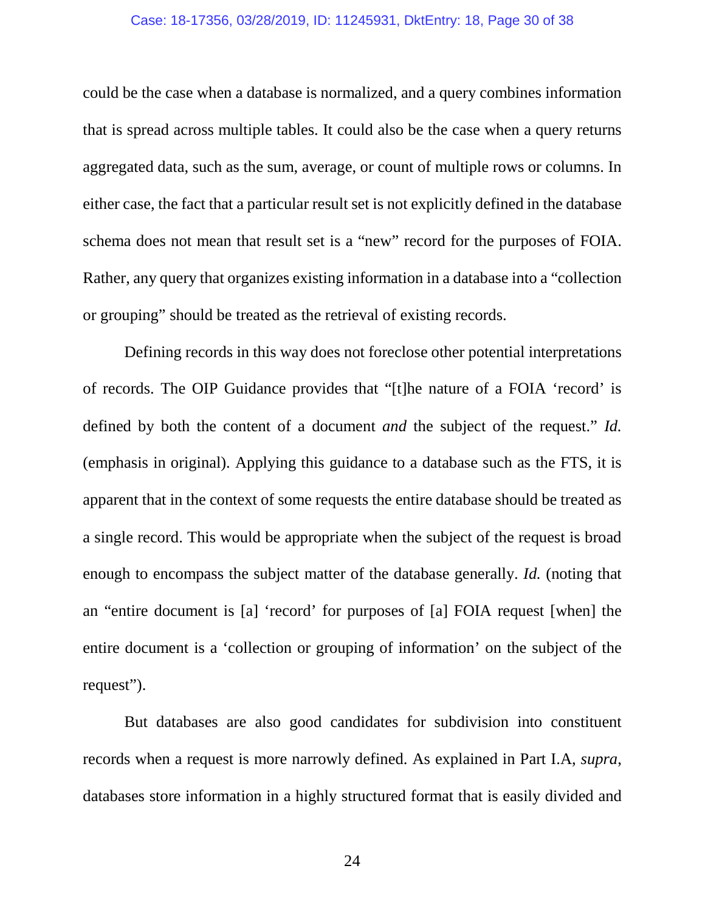could be the case when a database is normalized, and a query combines information that is spread across multiple tables. It could also be the case when a query returns aggregated data, such as the sum, average, or count of multiple rows or columns. In either case, the fact that a particular result set is not explicitly defined in the database schema does not mean that result set is a "new" record for the purposes of FOIA. Rather, any query that organizes existing information in a database into a "collection or grouping" should be treated as the retrieval of existing records.

Defining records in this way does not foreclose other potential interpretations of records. The OIP Guidance provides that "[t]he nature of a FOIA 'record' is defined by both the content of a document *and* the subject of the request." *Id.* (emphasis in original). Applying this guidance to a database such as the FTS, it is apparent that in the context of some requests the entire database should be treated as a single record. This would be appropriate when the subject of the request is broad enough to encompass the subject matter of the database generally. *Id.* (noting that an "entire document is [a] 'record' for purposes of [a] FOIA request [when] the entire document is a 'collection or grouping of information' on the subject of the request").

But databases are also good candidates for subdivision into constituent records when a request is more narrowly defined. As explained in Part I.A, *supra*, databases store information in a highly structured format that is easily divided and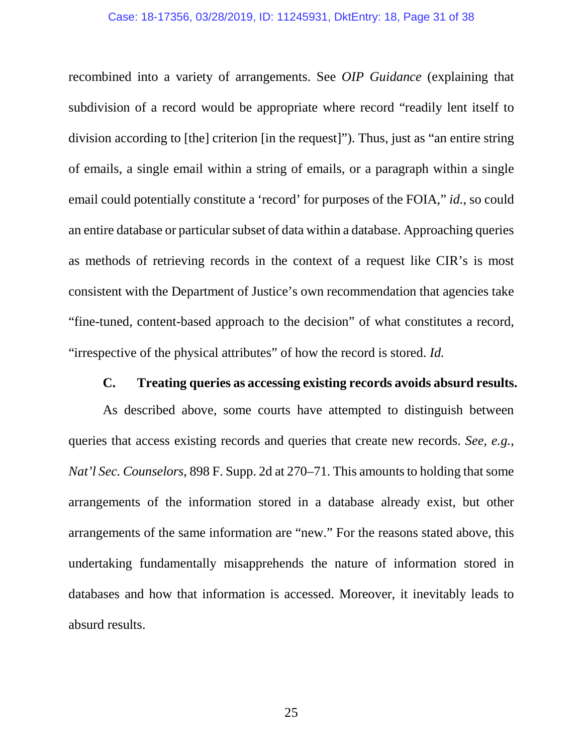recombined into a variety of arrangements. See *OIP Guidance* (explaining that subdivision of a record would be appropriate where record "readily lent itself to division according to [the] criterion [in the request]"). Thus, just as "an entire string of emails, a single email within a string of emails, or a paragraph within a single email could potentially constitute a 'record' for purposes of the FOIA," *id.*, so could an entire database or particular subset of data within a database. Approaching queries as methods of retrieving records in the context of a request like CIR's is most consistent with the Department of Justice's own recommendation that agencies take "fine-tuned, content-based approach to the decision" of what constitutes a record, "irrespective of the physical attributes" of how the record is stored. *Id.*

### C. Treating queries as accessing existing records avoids absurd results.

As described above, some courts have attempted to distinguish between queries that access existing records and queries that create new records. *See, e.g.*, *Nat'l Sec. Counselors*, 898 F. Supp. 2d at 270–71. This amounts to holding that some arrangements of the information stored in a database already exist, but other arrangements of the same information are "new." For the reasons stated above, this undertaking fundamentally misapprehends the nature of information stored in databases and how that information is accessed. Moreover, it inevitably leads to absurd results.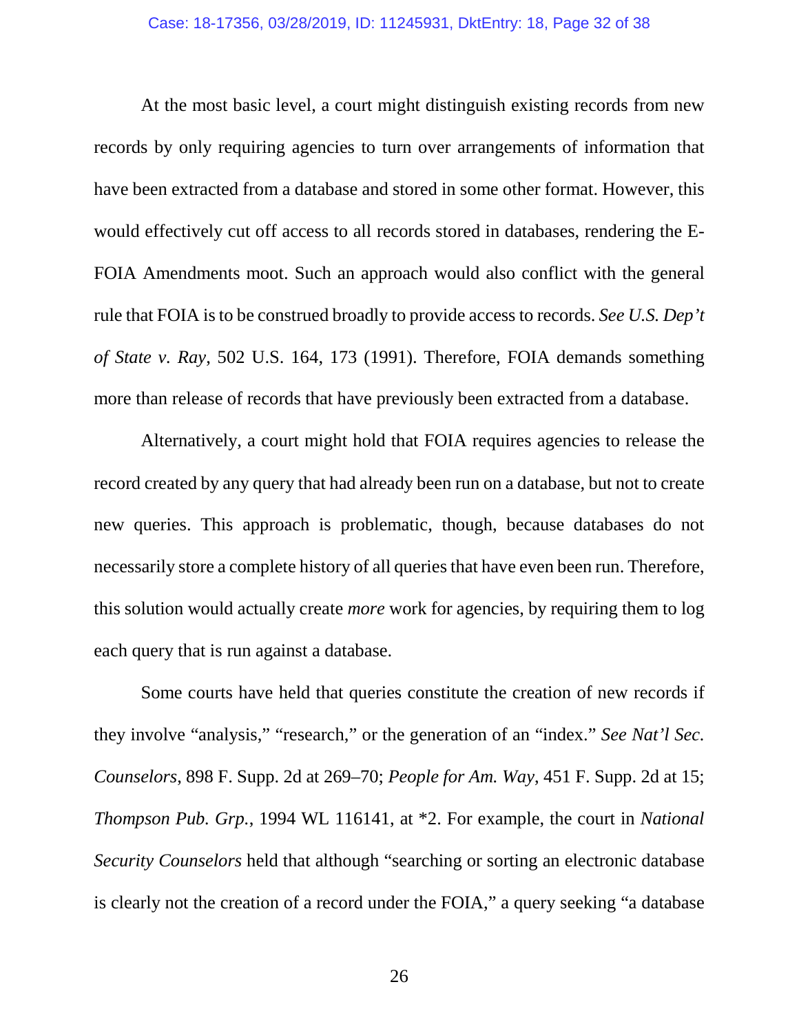At the most basic level, a court might distinguish existing records from new records by only requiring agencies to turn over arrangements of information that have been extracted from a database and stored in some other format. However, this would effectively cut off access to all records stored in databases, rendering the E-FOIA Amendments moot. Such an approach would also conflict with the general rule that FOIA is to be construed broadly to provide access to records. *See U.S. Dep't of State v. Ray*, 502 U.S. 164, 173 (1991). Therefore, FOIA demands something more than release of records that have previously been extracted from a database.

Alternatively, a court might hold that FOIA requires agencies to release the record created by any query that had already been run on a database, but not to create new queries. This approach is problematic, though, because databases do not necessarily store a complete history of all queries that have even been run. Therefore, this solution would actually create *more* work for agencies, by requiring them to log each query that is run against a database.

Some courts have held that queries constitute the creation of new records if they involve "analysis," "research," or the generation of an "index." *See Nat'l Sec. Counselors*, 898 F. Supp. 2d at 269–70; *People for Am. Way*, 451 F. Supp. 2d at 15; *Thompson Pub. Grp.*, 1994 WL 116141, at *2. For example, the court in *National Security Counselors* held that although "searching or sorting an electronic database is clearly not the creation of a record under the FOIA," a query seeking "a database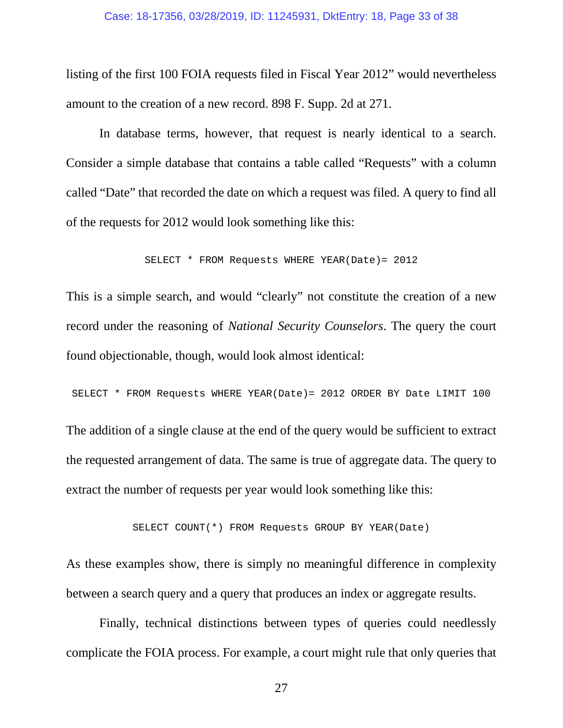listing of the first 100 FOIA requests filed in Fiscal Year 2012" would nevertheless amount to the creation of a new record. 898 F. Supp. 2d at 271.

In database terms, however, that request is nearly identical to a search. Consider a simple database that contains a table called "Requests" with a column called "Date" that recorded the date on which a request was filed. A query to find all of the requests for 2012 would look something like this:

```
SELECT * FROM Requests WHERE YEAR(Date)= 2012
```

This is a simple search, and would "clearly" not constitute the creation of a new record under the reasoning of *National Security Counselors*. The query the court found objectionable, though, would look almost identical:

```
SELECT * FROM Requests WHERE YEAR(Date)= 2012 ORDER BY Date LIMIT 100
```

The addition of a single clause at the end of the query would be sufficient to extract the requested arrangement of data. The same is true of aggregate data. The query to extract the number of requests per year would look something like this:

```
SELECT COUNT(*) FROM Requests GROUP BY YEAR(Date)
```

As these examples show, there is simply no meaningful difference in complexity between a search query and a query that produces an index or aggregate results.

Finally, technical distinctions between types of queries could needlessly complicate the FOIA process. For example, a court might rule that only queries that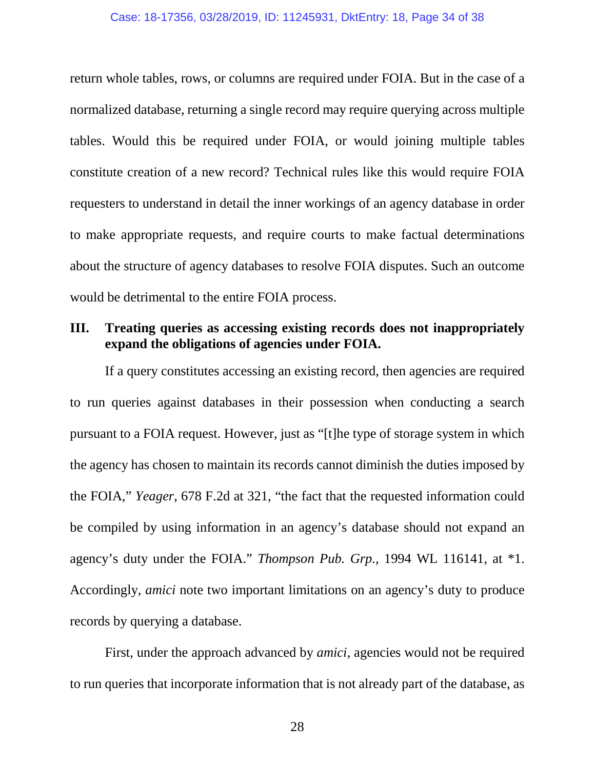return whole tables, rows, or columns are required under FOIA. But in the case of a normalized database, returning a single record may require querying across multiple tables. Would this be required under FOIA, or would joining multiple tables constitute creation of a new record? Technical rules like this would require FOIA requesters to understand in detail the inner workings of an agency database in order to make appropriate requests, and require courts to make factual determinations about the structure of agency databases to resolve FOIA disputes. Such an outcome would be detrimental to the entire FOIA process.

## III. Treating queries as accessing existing records does not inappropriately expand the obligations of agencies under FOIA.

If a query constitutes accessing an existing record, then agencies are required to run queries against databases in their possession when conducting a search pursuant to a FOIA request. However, just as "[t]he type of storage system in which the agency has chosen to maintain its records cannot diminish the duties imposed by the FOIA," *Yeager*, 678 F.2d at 321, "the fact that the requested information could be compiled by using information in an agency's database should not expand an agency's duty under the FOIA." *Thompson Pub. Grp.*, 1994 WL 116141, at *1. Accordingly, *amici* note two important limitations on an agency's duty to produce records by querying a database.

First, under the approach advanced by *amici*, agencies would not be required to run queries that incorporate information that is not already part of the database, as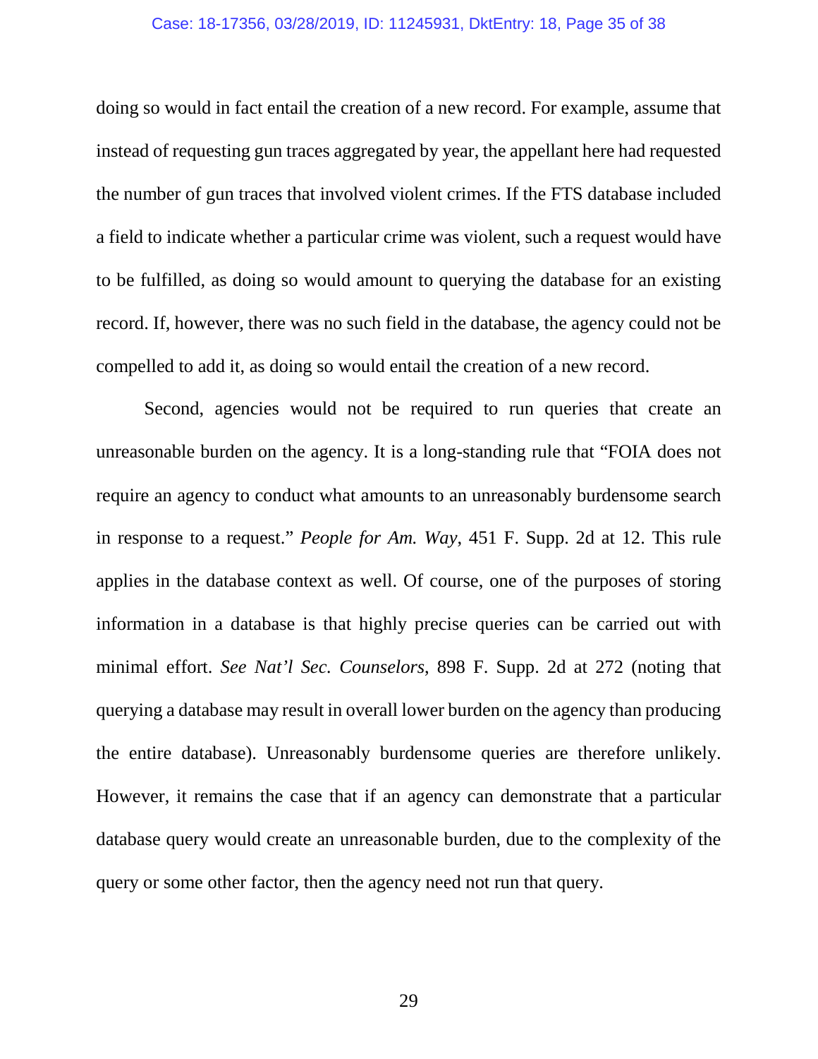doing so would in fact entail the creation of a new record. For example, assume that instead of requesting gun traces aggregated by year, the appellant here had requested the number of gun traces that involved violent crimes. If the FTS database included a field to indicate whether a particular crime was violent, such a request would have to be fulfilled, as doing so would amount to querying the database for an existing record. If, however, there was no such field in the database, the agency could not be compelled to add it, as doing so would entail the creation of a new record.

Second, agencies would not be required to run queries that create an unreasonable burden on the agency. It is a long-standing rule that "FOIA does not require an agency to conduct what amounts to an unreasonably burdensome search in response to a request." *People for Am. Way*, 451 F. Supp. 2d at 12. This rule applies in the database context as well. Of course, one of the purposes of storing information in a database is that highly precise queries can be carried out with minimal effort. *See Nat'l Sec. Counselors*, 898 F. Supp. 2d at 272 (noting that querying a database may result in overall lower burden on the agency than producing the entire database). Unreasonably burdensome queries are therefore unlikely. However, it remains the case that if an agency can demonstrate that a particular database query would create an unreasonable burden, due to the complexity of the query or some other factor, then the agency need not run that query.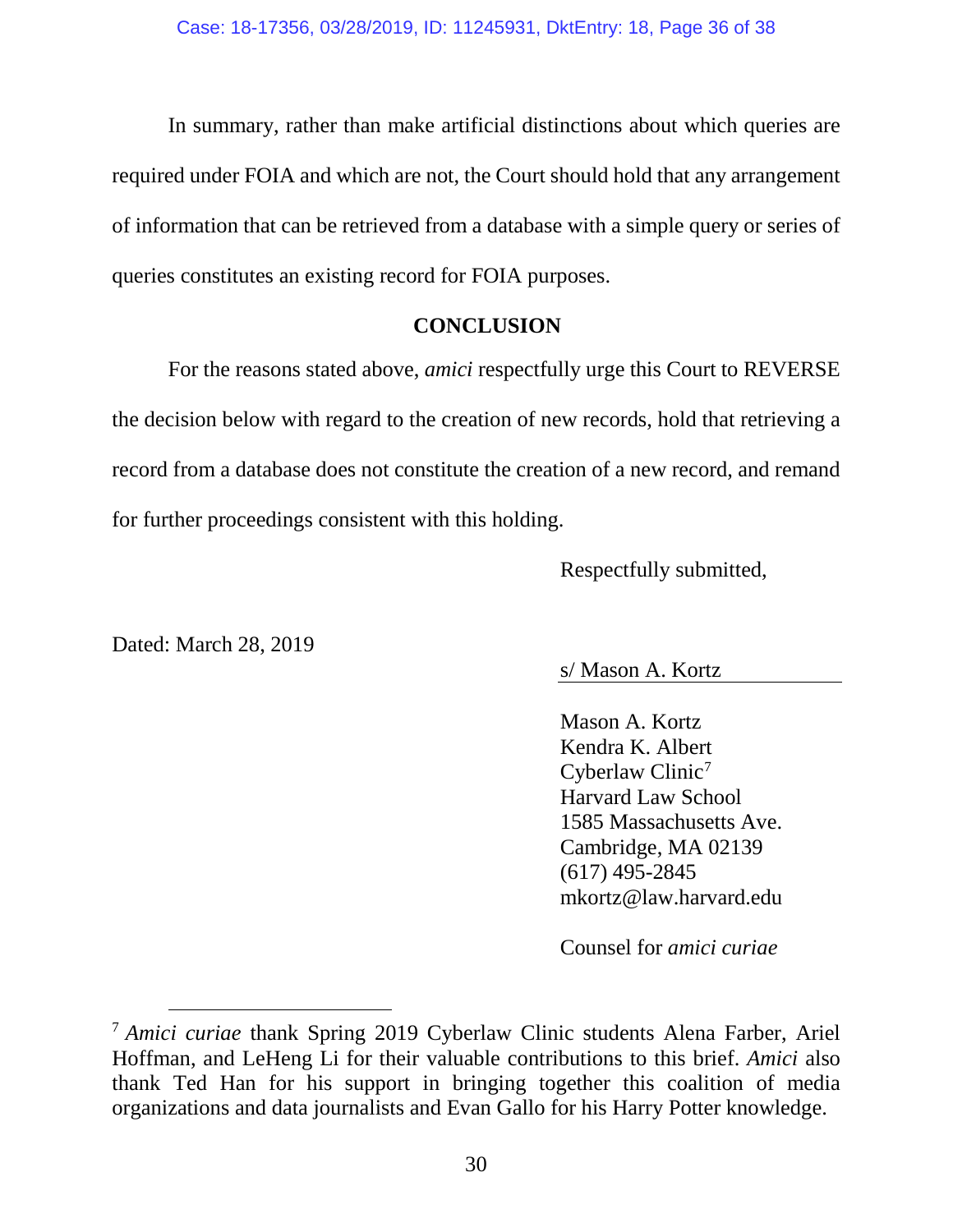In summary, rather than make artificial distinctions about which queries are required under FOIA and which are not, the Court should hold that any arrangement of information that can be retrieved from a database with a simple query or series of queries constitutes an existing record for FOIA purposes.

## CONCLUSION

For the reasons stated above, *amici* respectfully urge this Court to REVERSE the decision below with regard to the creation of new records, hold that retrieving a record from a database does not constitute the creation of a new record, and remand for further proceedings consistent with this holding.

Respectfully submitted,

Dated: March 28, 2019

s/ Mason A. Kortz

Mason A. Kortz
Kendra K. Albert
Cyberlaw Clinic[7]
Harvard Law School
1585 Massachusetts Ave.
Cambridge, MA 02139
(617) 495-2845
mkortz@law.harvard.edu

Counsel for *amici curiae*

---

[7] *Amici curiae* thank Spring 2019 Cyberlaw Clinic students Alena Farber, Ariel Hoffman, and LeHeng Li for their valuable contributions to this brief. *Amici* also thank Ted Han for his support in bringing together this coalition of media organizations and data journalists and Evan Gallo for his Harry Potter knowledge.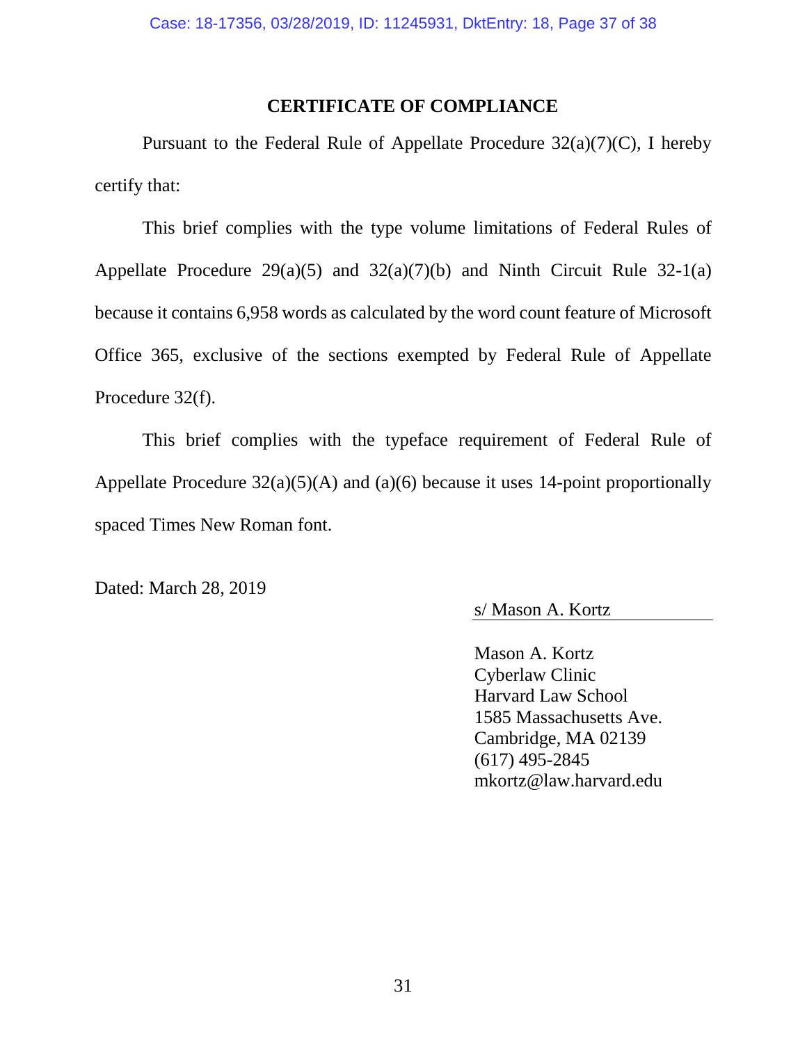## CERTIFICATE OF COMPLIANCE

Pursuant to the Federal Rule of Appellate Procedure 32(a)(7)(C), I hereby certify that:

This brief complies with the type volume limitations of Federal Rules of Appellate Procedure 29(a)(5) and 32(a)(7)(b) and Ninth Circuit Rule 32-1(a) because it contains 6,958 words as calculated by the word count feature of Microsoft Office 365, exclusive of the sections exempted by Federal Rule of Appellate Procedure 32(f).

This brief complies with the typeface requirement of Federal Rule of Appellate Procedure 32(a)(5)(A) and (a)(6) because it uses 14-point proportionally spaced Times New Roman font.

Dated: March 28, 2019

s/ Mason A. Kortz

Mason A. Kortz
Cyberlaw Clinic
Harvard Law School
1585 Massachusetts Ave.
Cambridge, MA 02139
(617) 495-2845
mkortz@law.harvard.edu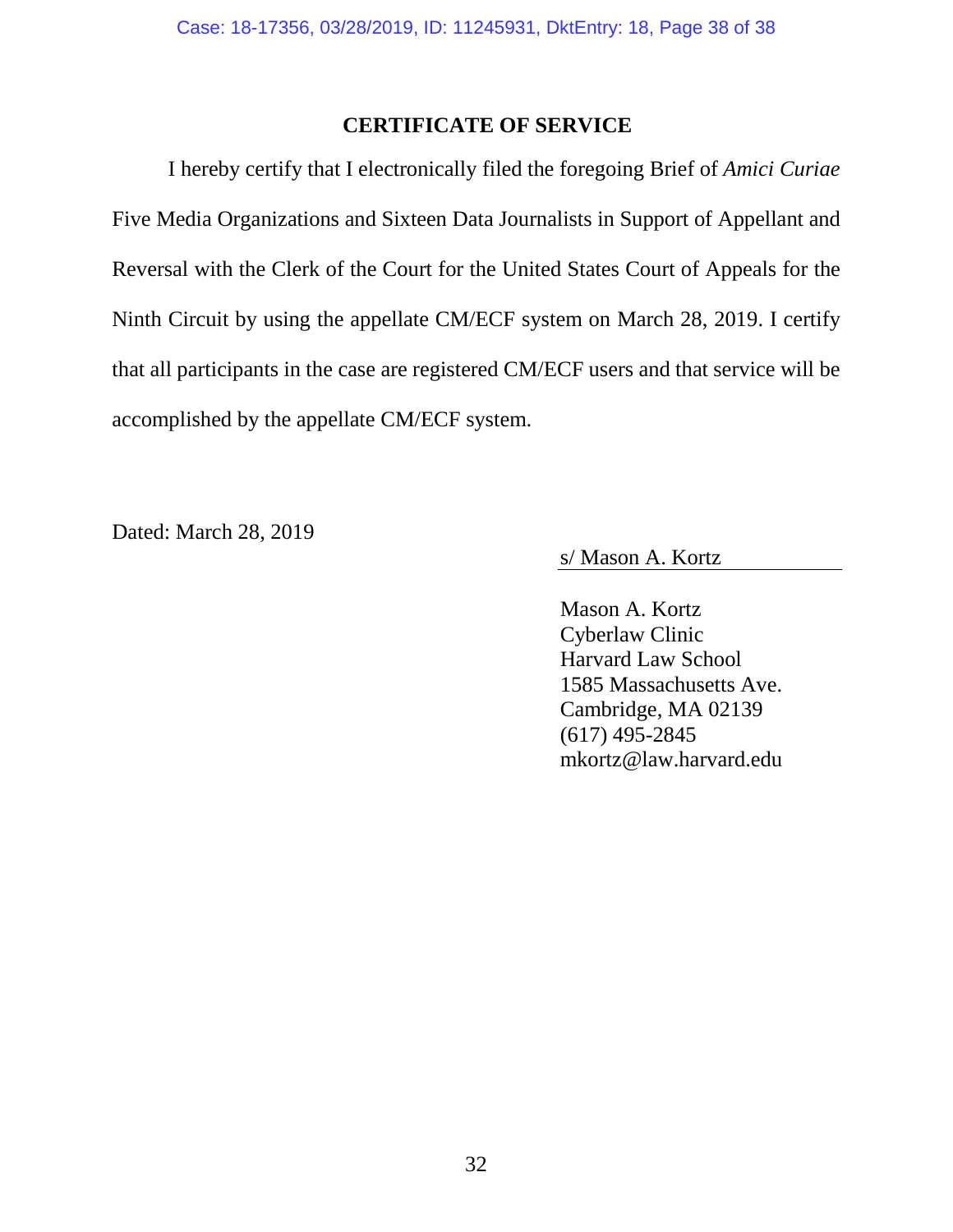## CERTIFICATE OF SERVICE

I hereby certify that I electronically filed the foregoing Brief of *Amici Curiae* Five Media Organizations and Sixteen Data Journalists in Support of Appellant and Reversal with the Clerk of the Court for the United States Court of Appeals for the Ninth Circuit by using the appellate CM/ECF system on March 28, 2019. I certify that all participants in the case are registered CM/ECF users and that service will be accomplished by the appellate CM/ECF system.

Dated: March 28, 2019

s/ Mason A. Kortz

Mason A. Kortz
Cyberlaw Clinic
Harvard Law School
1585 Massachusetts Ave.
Cambridge, MA 02139
(617) 495-2845
mkortz@law.harvard.edu